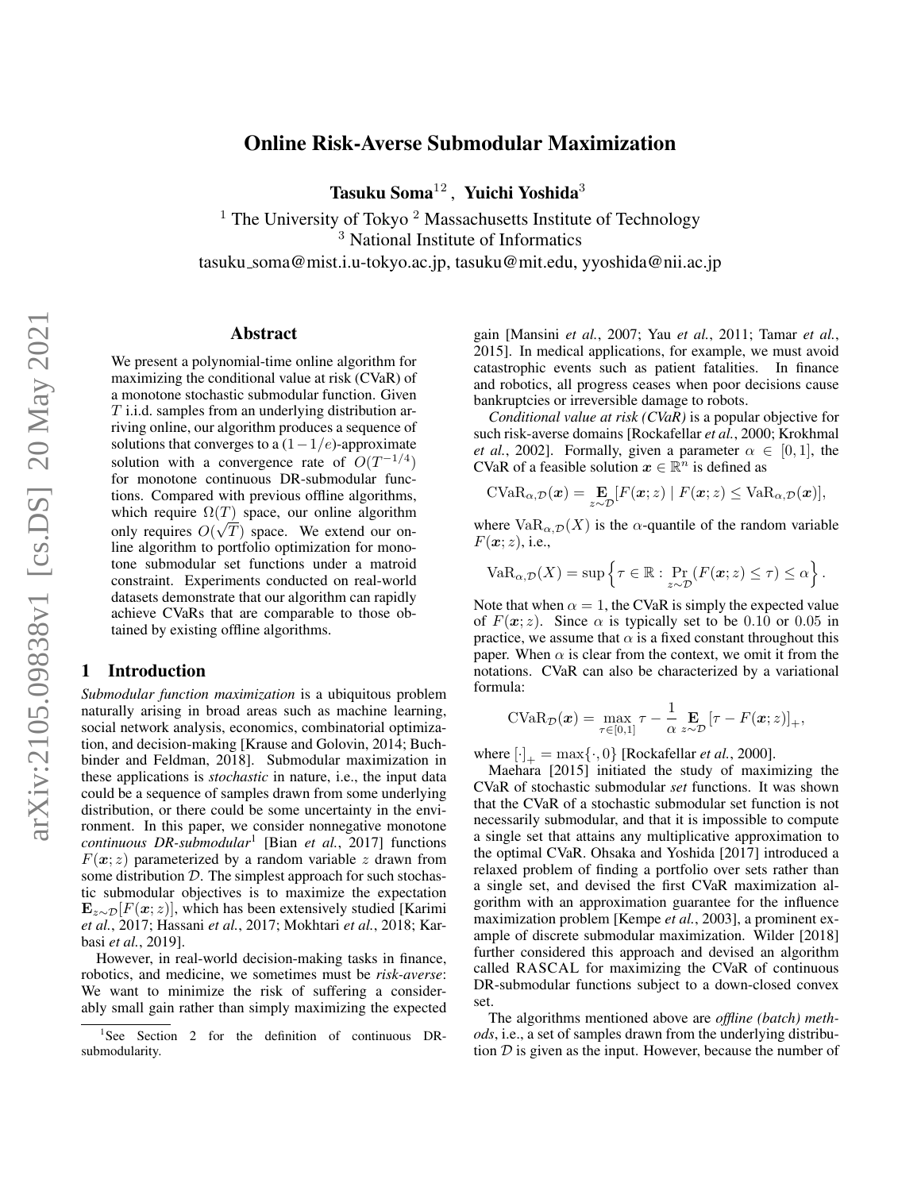# Online Risk-Averse Submodular Maximization

**Tasuku Soma**[1,2], **Yuichi Yoshida**[3]

[1] The University of Tokyo [2] Massachusetts Institute of Technology
[3] National Institute of Informatics
tasuku_soma@mist.i.u-tokyo.ac.jp, tasuku@mit.edu, yyoshida@nii.ac.jp

## Abstract

We present a polynomial-time online algorithm for maximizing the conditional value at risk (CVaR) of a monotone stochastic submodular function. Given $T$ i.i.d. samples from an underlying distribution arriving online, our algorithm produces a sequence of solutions that converges to a $(1-1/e)$-approximate solution with a convergence rate of $O(T^{-1/4})$ for monotone continuous DR-submodular functions. Compared with previous offline algorithms, which require $\Omega(T)$ space, our online algorithm only requires $O(\sqrt{T})$ space. We extend our online algorithm to portfolio optimization for monotone submodular set functions under a matroid constraint. Experiments conducted on real-world datasets demonstrate that our algorithm can rapidly achieve CVaRs that are comparable to those obtained by existing offline algorithms.

## 1 Introduction

*Submodular function maximization* is a ubiquitous problem naturally arising in broad areas such as machine learning, social network analysis, economics, combinatorial optimization, and decision-making [Krause and Golovin, 2014; Buchbinder and Feldman, 2018]. Submodular maximization in these applications is *stochastic* in nature, i.e., the input data could be a sequence of samples drawn from some underlying distribution, or there could be some uncertainty in the environment. In this paper, we consider nonnegative monotone *continuous DR-submodular*[1] [Bian *et al.*, 2017] functions $F(\boldsymbol{x}; z)$ parameterized by a random variable $z$ drawn from some distribution $\mathcal{D}$. The simplest approach for such stochastic submodular objectives is to maximize the expectation $\mathbf{E}_{z\sim\mathcal{D}}[F(\boldsymbol{x}; z)]$, which has been extensively studied [Karimi *et al.*, 2017; Hassani *et al.*, 2017; Mokhtari *et al.*, 2018; Karbasi *et al.*, 2019].

However, in real-world decision-making tasks in finance, robotics, and medicine, we sometimes must be *risk-averse*: We want to minimize the risk of suffering a considerably small gain rather than simply maximizing the expected gain [Mansini *et al.*, 2007; Yau *et al.*, 2011; Tamar *et al.*, 2015]. In medical applications, for example, we must avoid catastrophic events such as patient fatalities. In finance and robotics, all progress ceases when poor decisions cause bankruptcies or irreversible damage to robots.

*Conditional value at risk (CVaR)* is a popular objective for such risk-averse domains [Rockafellar *et al.*, 2000; Krokhmal *et al.*, 2002]. Formally, given a parameter $\alpha \in [0,1]$, the CVaR of a feasible solution $\boldsymbol{x} \in \mathbb{R}^n$ is defined as

$$\mathrm{CVaR}_{\alpha,\mathcal{D}}(\boldsymbol{x}) = \mathop{\mathbf{E}}_{z\sim\mathcal{D}}[F(\boldsymbol{x}; z) \mid F(\boldsymbol{x}; z) \leq \mathrm{VaR}_{\alpha,\mathcal{D}}(\boldsymbol{x})],$$

where $\mathrm{VaR}_{\alpha,\mathcal{D}}(X)$ is the $\alpha$-quantile of the random variable $F(\boldsymbol{x}; z)$, i.e.,

$$\mathrm{VaR}_{\alpha,\mathcal{D}}(X) = \sup\left\{\tau \in \mathbb{R} : \Pr_{z\sim\mathcal{D}}(F(\boldsymbol{x}; z) \leq \tau) \leq \alpha\right\}.$$

Note that when $\alpha = 1$, the CVaR is simply the expected value of $F(\boldsymbol{x}; z)$. Since $\alpha$ is typically set to be $0.10$ or $0.05$ in practice, we assume that $\alpha$ is a fixed constant throughout this paper. When $\alpha$ is clear from the context, we omit it from the notations. CVaR can also be characterized by a variational formula:

$$\mathrm{CVaR}_{\mathcal{D}}(\boldsymbol{x}) = \max_{\tau\in[0,1]} \tau - \frac{1}{\alpha} \mathop{\mathbf{E}}_{z\sim\mathcal{D}}[\tau - F(\boldsymbol{x}; z)]_+,$$

where $[\cdot]_+ = \max\{\cdot, 0\}$ [Rockafellar *et al.*, 2000].

Maehara [2015] initiated the study of maximizing the CVaR of stochastic submodular *set* functions. It was shown that the CVaR of a stochastic submodular set function is not necessarily submodular, and that it is impossible to compute a single set that attains any multiplicative approximation to the optimal CVaR. Ohsaka and Yoshida [2017] introduced a relaxed problem of finding a portfolio over sets rather than a single set, and devised the first CVaR maximization algorithm with an approximation guarantee for the influence maximization problem [Kempe *et al.*, 2003], a prominent example of discrete submodular maximization. Wilder [2018] further considered this approach and devised an algorithm called RASCAL for maximizing the CVaR of continuous DR-submodular functions subject to a down-closed convex set.

The algorithms mentioned above are *offline (batch) methods*, i.e., a set of samples drawn from the underlying distribution $\mathcal{D}$ is given as the input. However, because the number of

[1] See Section 2 for the definition of continuous DR-submodularity.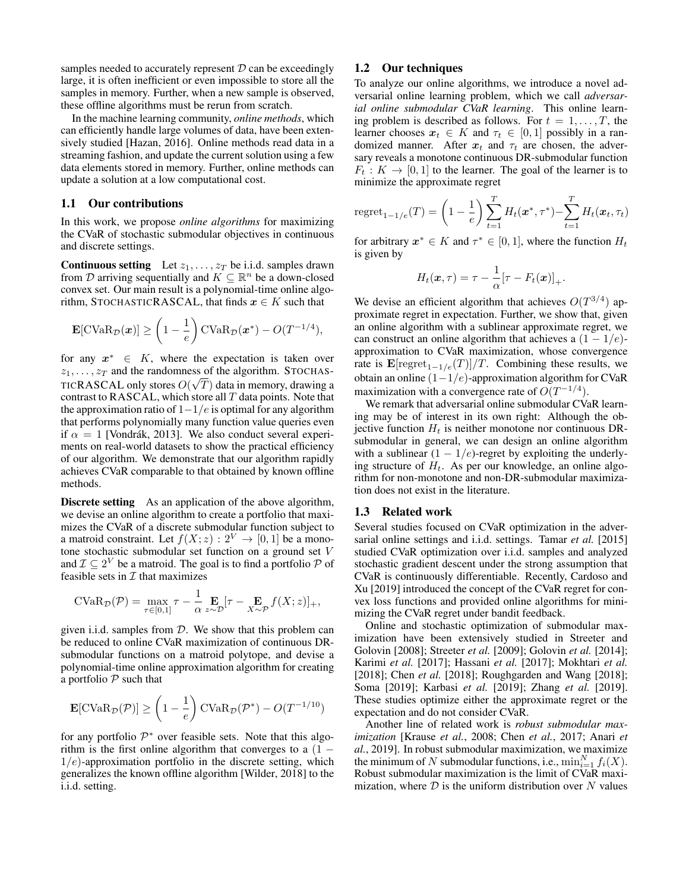samples needed to accurately represent $\mathcal{D}$ can be exceedingly large, it is often inefficient or even impossible to store all the samples in memory. Further, when a new sample is observed, these offline algorithms must be rerun from scratch.

In the machine learning community, *online methods*, which can efficiently handle large volumes of data, have been extensively studied [Hazan, 2016]. Online methods read data in a streaming fashion, and update the current solution using a few data elements stored in memory. Further, online methods can update a solution at a low computational cost.

## 1.1 Our contributions

In this work, we propose *online algorithms* for maximizing the CVaR of stochastic submodular objectives in continuous and discrete settings.

**Continuous setting** Let $z_1, \ldots, z_T$ be i.i.d. samples drawn from $\mathcal{D}$ arriving sequentially and $K \subseteq \mathbb{R}^n$ be a down-closed convex set. Our main result is a polynomial-time online algorithm, StochasticRASCAL, that finds $\boldsymbol{x} \in K$ such that

$$\mathbf{E}[\mathrm{CVaR}_{\mathcal{D}}(\boldsymbol{x})] \geq \left(1 - \frac{1}{e}\right) \mathrm{CVaR}_{\mathcal{D}}(\boldsymbol{x}^*) - O(T^{-1/4}),$$

for any $\boldsymbol{x}^* \in K$, where the expectation is taken over $z_1, \ldots, z_T$ and the randomness of the algorithm. StochasticRASCAL only stores $O(\sqrt{T})$ data in memory, drawing a contrast to RASCAL, which store all $T$ data points. Note that the approximation ratio of $1-1/e$ is optimal for any algorithm that performs polynomially many function value queries even if $\alpha = 1$ [Vondrák, 2013]. We also conduct several experiments on real-world datasets to show the practical efficiency of our algorithm. We demonstrate that our algorithm rapidly achieves CVaR comparable to that obtained by known offline methods.

**Discrete setting** As an application of the above algorithm, we devise an online algorithm to create a portfolio that maximizes the CVaR of a discrete submodular function subject to a matroid constraint. Let $f(X; z) : 2^V \to [0, 1]$ be a monotone stochastic submodular set function on a ground set $V$ and $\mathcal{I} \subseteq 2^V$ be a matroid. The goal is to find a portfolio $\mathcal{P}$ of feasible sets in $\mathcal{I}$ that maximizes

$$\mathrm{CVaR}_{\mathcal{D}}(\mathcal{P}) = \max_{\tau \in [0,1]} \tau - \frac{1}{\alpha} \mathop{\mathbf{E}}_{z \sim \mathcal{D}} [\tau - \mathop{\mathbf{E}}_{X \sim \mathcal{P}} f(X; z)]_+,$$

given i.i.d. samples from $\mathcal{D}$. We show that this problem can be reduced to online CVaR maximization of continuous DR-submodular functions on a matroid polytope, and devise a polynomial-time online approximation algorithm for creating a portfolio $\mathcal{P}$ such that

$$\mathbf{E}[\mathrm{CVaR}_{\mathcal{D}}(\mathcal{P})] \geq \left(1 - \frac{1}{e}\right) \mathrm{CVaR}_{\mathcal{D}}(\mathcal{P}^*) - O(T^{-1/10})$$

for any portfolio $\mathcal{P}^*$ over feasible sets. Note that this algorithm is the first online algorithm that converges to a $(1 - 1/e)$-approximation portfolio in the discrete setting, which generalizes the known offline algorithm [Wilder, 2018] to the i.i.d. setting.

## 1.2 Our techniques

To analyze our online algorithms, we introduce a novel adversarial online learning problem, which we call *adversarial online submodular CVaR learning*. This online learning problem is described as follows. For $t = 1, \ldots, T$, the learner chooses $\boldsymbol{x}_t \in K$ and $\tau_t \in [0, 1]$ possibly in a randomized manner. After $\boldsymbol{x}_t$ and $\tau_t$ are chosen, the adversary reveals a monotone continuous DR-submodular function $F_t : K \to [0, 1]$ to the learner. The goal of the learner is to minimize the approximate regret

$$\mathrm{regret}_{1-1/e}(T) = \left(1 - \frac{1}{e}\right) \sum_{t=1}^{T} H_t(\boldsymbol{x}^*, \tau^*) - \sum_{t=1}^{T} H_t(\boldsymbol{x}_t, \tau_t)$$

for arbitrary $\boldsymbol{x}^* \in K$ and $\tau^* \in [0, 1]$, where the function $H_t$ is given by

$$H_t(\boldsymbol{x}, \tau) = \tau - \frac{1}{\alpha}[\tau - F_t(\boldsymbol{x})]_+.$$

We devise an efficient algorithm that achieves $O(T^{3/4})$ approximate regret in expectation. Further, we show that, given an online algorithm with a sublinear approximate regret, we can construct an online algorithm that achieves a $(1 - 1/e)$-approximation to CVaR maximization, whose convergence rate is $\mathbf{E}[\mathrm{regret}_{1-1/e}(T)]/T$. Combining these results, we obtain an online $(1-1/e)$-approximation algorithm for CVaR maximization with a convergence rate of $O(T^{-1/4})$.

We remark that adversarial online submodular CVaR learning may be of interest in its own right: Although the objective function $H_t$ is neither monotone nor continuous DR-submodular in general, we can design an online algorithm with a sublinear $(1 - 1/e)$-regret by exploiting the underlying structure of $H_t$. As per our knowledge, an online algorithm for non-monotone and non-DR-submodular maximization does not exist in the literature.

## 1.3 Related work

Several studies focused on CVaR optimization in the adversarial online settings and i.i.d. settings. Tamar *et al.* [2015] studied CVaR optimization over i.i.d. samples and analyzed stochastic gradient descent under the strong assumption that CVaR is continuously differentiable. Recently, Cardoso and Xu [2019] introduced the concept of the CVaR regret for convex loss functions and provided online algorithms for minimizing the CVaR regret under bandit feedback.

Online and stochastic optimization of submodular maximization have been extensively studied in Streeter and Golovin [2008]; Streeter *et al.* [2009]; Golovin *et al.* [2014]; Karimi *et al.* [2017]; Hassani *et al.* [2017]; Mokhtari *et al.* [2018]; Chen *et al.* [2018]; Roughgarden and Wang [2018]; Soma [2019]; Karbasi *et al.* [2019]; Zhang *et al.* [2019]. These studies optimize either the approximate regret or the expectation and do not consider CVaR.

Another line of related work is *robust submodular maximization* [Krause *et al.*, 2008; Chen *et al.*, 2017; Anari *et al.*, 2019]. In robust submodular maximization, we maximize the minimum of $N$ submodular functions, i.e., $\min_{i=1}^{N} f_i(X)$. Robust submodular maximization is the limit of CVaR maximization, where $\mathcal{D}$ is the uniform distribution over $N$ values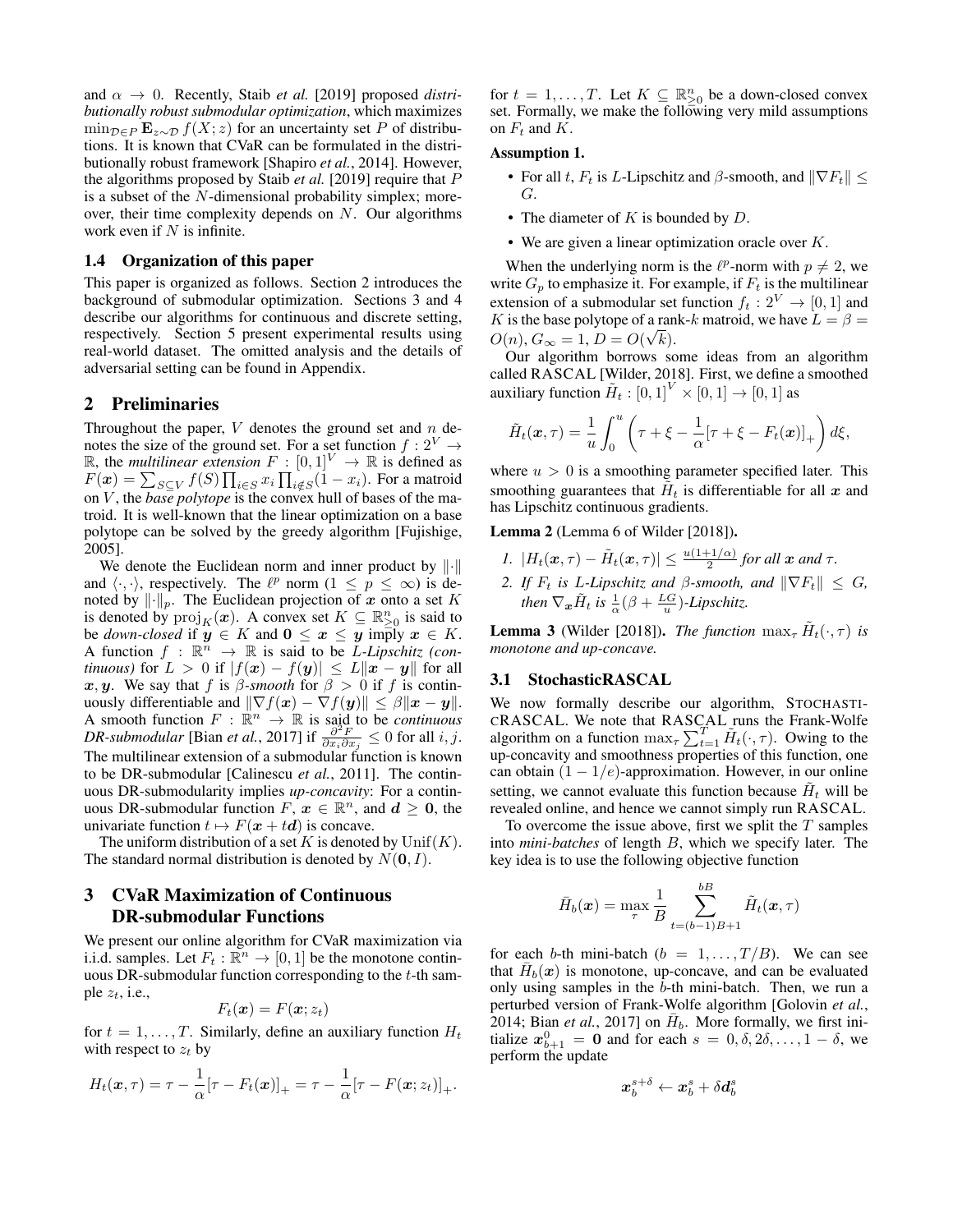and $\alpha \to 0$. Recently, Staib *et al.* [2019] proposed *distributionally robust submodular optimization*, which maximizes $\min_{\mathcal{D} \in P} \mathbf{E}_{z \sim \mathcal{D}} f(X; z)$ for an uncertainty set $P$ of distributions. It is known that CVaR can be formulated in the distributionally robust framework [Shapiro *et al.*, 2014]. However, the algorithms proposed by Staib *et al.* [2019] require that $P$ is a subset of the $N$-dimensional probability simplex; moreover, their time complexity depends on $N$. Our algorithms work even if $N$ is infinite.

### 1.4 Organization of this paper

This paper is organized as follows. Section 2 introduces the background of submodular optimization. Sections 3 and 4 describe our algorithms for continuous and discrete setting, respectively. Section 5 present experimental results using real-world dataset. The omitted analysis and the details of adversarial setting can be found in Appendix.

## 2 Preliminaries

Throughout the paper, $V$ denotes the ground set and $n$ denotes the size of the ground set. For a set function $f : 2^V \to \mathbb{R}$, the *multilinear extension* $F : [0,1]^V \to \mathbb{R}$ is defined as $F(\boldsymbol{x}) = \sum_{S \subseteq V} f(S) \prod_{i \in S} x_i \prod_{i \notin S} (1 - x_i)$. For a matroid on $V$, the *base polytope* is the convex hull of bases of the matroid. It is well-known that the linear optimization on a base polytope can be solved by the greedy algorithm [Fujishige, 2005].

We denote the Euclidean norm and inner product by $\|\cdot\|$ and $\langle \cdot, \cdot \rangle$, respectively. The $\ell^p$ norm ($1 \le p \le \infty$) is denoted by $\|\cdot\|_p$. The Euclidean projection of $\boldsymbol{x}$ onto a set $K$ is denoted by $\mathrm{proj}_K(\boldsymbol{x})$. A convex set $K \subseteq \mathbb{R}^n_{\ge 0}$ is said to be *down-closed* if $\boldsymbol{y} \in K$ and $\mathbf{0} \le \boldsymbol{x} \le \boldsymbol{y}$ imply $\boldsymbol{x} \in K$. A function $f : \mathbb{R}^n \to \mathbb{R}$ is said to be *$L$-Lipschitz (continuous)* for $L > 0$ if $|f(\boldsymbol{x}) - f(\boldsymbol{y})| \le L \|\boldsymbol{x} - \boldsymbol{y}\|$ for all $\boldsymbol{x}, \boldsymbol{y}$. We say that $f$ is *$\beta$-smooth* for $\beta > 0$ if $f$ is continuously differentiable and $\|\nabla f(\boldsymbol{x}) - \nabla f(\boldsymbol{y})\| \le \beta \|\boldsymbol{x} - \boldsymbol{y}\|$. A smooth function $F : \mathbb{R}^n \to \mathbb{R}$ is said to be *continuous DR-submodular* [Bian *et al.*, 2017] if $\frac{\partial^2 F}{\partial x_i \partial x_j} \le 0$ for all $i, j$. The multilinear extension of a submodular function is known to be DR-submodular [Calinescu *et al.*, 2011]. The continuous DR-submodularity implies *up-concavity*: For a continuous DR-submodular function $F$, $\boldsymbol{x} \in \mathbb{R}^n$, and $\boldsymbol{d} \ge \mathbf{0}$, the univariate function $t \mapsto F(\boldsymbol{x} + t\boldsymbol{d})$ is concave.

The uniform distribution of a set $K$ is denoted by $\mathrm{Unif}(K)$. The standard normal distribution is denoted by $N(\mathbf{0}, I)$.

## 3 CVaR Maximization of Continuous DR-submodular Functions

We present our online algorithm for CVaR maximization via i.i.d. samples. Let $F_t : \mathbb{R}^n \to [0,1]$ be the monotone continuous DR-submodular function corresponding to the $t$-th sample $z_t$, i.e.,

$$F_t(\boldsymbol{x}) = F(\boldsymbol{x}; z_t)$$

for $t = 1, \ldots, T$. Similarly, define an auxiliary function $H_t$ with respect to $z_t$ by

$$H_t(\boldsymbol{x}, \tau) = \tau - \frac{1}{\alpha}[\tau - F_t(\boldsymbol{x})]_+ = \tau - \frac{1}{\alpha}[\tau - F(\boldsymbol{x}; z_t)]_+.$$

for $t = 1, \ldots, T$. Let $K \subseteq \mathbb{R}^n_{\ge 0}$ be a down-closed convex set. Formally, we make the following very mild assumptions on $F_t$ and $K$.

**Assumption 1.**

- For all $t$, $F_t$ is $L$-Lipschitz and $\beta$-smooth, and $\|\nabla F_t\| \le G$.
- The diameter of $K$ is bounded by $D$.
- We are given a linear optimization oracle over $K$.

When the underlying norm is the $\ell^p$-norm with $p \ne 2$, we write $G_p$ to emphasize it. For example, if $F_t$ is the multilinear extension of a submodular set function $f_t : 2^V \to [0,1]$ and $K$ is the base polytope of a rank-$k$ matroid, we have $L = \beta = O(n)$, $G_\infty = 1$, $D = O(\sqrt{k})$.

Our algorithm borrows some ideas from an algorithm called RASCAL [Wilder, 2018]. First, we define a smoothed auxiliary function $\tilde{H}_t : [0,1]^V \times [0,1] \to [0,1]$ as

$$\tilde{H}_t(\boldsymbol{x}, \tau) = \frac{1}{u} \int_0^u \left( \tau + \xi - \frac{1}{\alpha}[\tau + \xi - F_t(\boldsymbol{x})]_+ \right) d\xi,$$

where $u > 0$ is a smoothing parameter specified later. This smoothing guarantees that $\tilde{H}_t$ is differentiable for all $\boldsymbol{x}$ and has Lipschitz continuous gradients.

**Lemma 2** (Lemma 6 of Wilder [2018])**.**

1. *$|H_t(\boldsymbol{x}, \tau) - \tilde{H}_t(\boldsymbol{x}, \tau)| \le \frac{u(1+1/\alpha)}{2}$ for all $\boldsymbol{x}$ and $\tau$.*
2. *If $F_t$ is $L$-Lipschitz and $\beta$-smooth, and $\|\nabla F_t\| \le G$, then $\nabla_{\boldsymbol{x}} \tilde{H}_t$ is $\frac{1}{\alpha}(\beta + \frac{LG}{u})$-Lipschitz.*

**Lemma 3** (Wilder [2018])**.** *The function $\max_\tau \tilde{H}_t(\cdot, \tau)$ is monotone and up-concave.*

### 3.1 StochasticRASCAL

We now formally describe our algorithm, StochasticRASCAL. We note that RASCAL runs the Frank-Wolfe algorithm on a function $\max_\tau \sum_{t=1}^T \tilde{H}_t(\cdot, \tau)$. Owing to the up-concavity and smoothness properties of this function, one can obtain $(1 - 1/e)$-approximation. However, in our online setting, we cannot evaluate this function because $\tilde{H}_t$ will be revealed online, and hence we cannot simply run RASCAL.

To overcome the issue above, first we split the $T$ samples into *mini-batches* of length $B$, which we specify later. The key idea is to use the following objective function

$$\bar{H}_b(\boldsymbol{x}) = \max_\tau \frac{1}{B} \sum_{t=(b-1)B+1}^{bB} \tilde{H}_t(\boldsymbol{x}, \tau)$$

for each $b$-th mini-batch ($b = 1, \ldots, T/B$). We can see that $\bar{H}_b(\boldsymbol{x})$ is monotone, up-concave, and can be evaluated only using samples in the $b$-th mini-batch. Then, we run a perturbed version of Frank-Wolfe algorithm [Golovin *et al.*, 2014; Bian *et al.*, 2017] on $\bar{H}_b$. More formally, we first initialize $\boldsymbol{x}_{b+1}^0 = \mathbf{0}$ and for each $s = 0, \delta, 2\delta, \ldots, 1 - \delta$, we perform the update

$$\boldsymbol{x}_b^{s+\delta} \leftarrow \boldsymbol{x}_b^s + \delta \boldsymbol{d}_b^s$$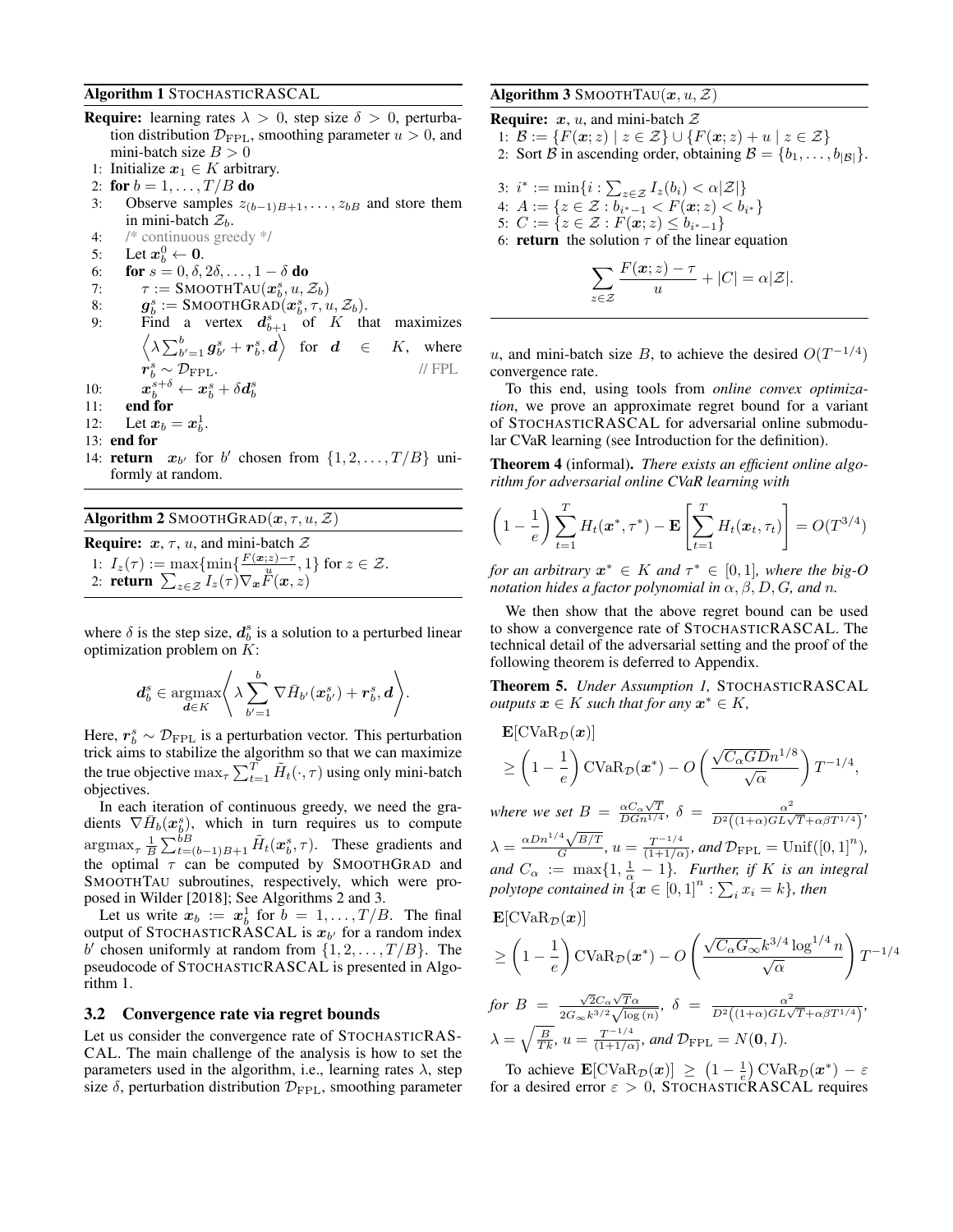**Algorithm 1** STOCHASTICRASCAL

**Require:** learning rates $\lambda > 0$, step size $\delta > 0$, perturbation distribution $\mathcal{D}_{\mathrm{FPL}}$, smoothing parameter $u > 0$, and mini-batch size $B > 0$

1: Initialize $\boldsymbol{x}_1 \in K$ arbitrary.
2: **for** $b = 1, \ldots, T/B$ **do**
3: Observe samples $z_{(b-1)B+1}, \ldots, z_{bB}$ and store them in mini-batch $\mathcal{Z}_b$.
4: /* continuous greedy */
5: Let $\boldsymbol{x}_b^0 \leftarrow \boldsymbol{0}$.
6: **for** $s = 0, \delta, 2\delta, \ldots, 1-\delta$ **do**
7: $\tau :=$ SMOOTHTAU$(\boldsymbol{x}_b^s, u, \mathcal{Z}_b)$
8: $\boldsymbol{g}_b^s :=$ SMOOTHGRAD$(\boldsymbol{x}_b^s, \tau, u, \mathcal{Z}_b)$.
9: Find a vertex $\boldsymbol{d}_{b+1}^s$ of $K$ that maximizes $\left\langle \lambda \sum_{b'=1}^{b} \boldsymbol{g}_{b'}^s + \boldsymbol{r}_b^s, \boldsymbol{d} \right\rangle$ for $\boldsymbol{d} \in K$, where $\boldsymbol{r}_b^s \sim \mathcal{D}_{\mathrm{FPL}}$. // FPL
10: $\boldsymbol{x}_b^{s+\delta} \leftarrow \boldsymbol{x}_b^s + \delta \boldsymbol{d}_b^s$
11: **end for**
12: Let $\boldsymbol{x}_b = \boldsymbol{x}_b^1$.
13: **end for**
14: **return** $\boldsymbol{x}_{b'}$ for $b'$ chosen from $\{1, 2, \ldots, T/B\}$ uniformly at random.

**Algorithm 2** SMOOTHGRAD$(\boldsymbol{x}, \tau, u, \mathcal{Z})$

**Require:** $\boldsymbol{x}$, $\tau$, $u$, and mini-batch $\mathcal{Z}$

1: $I_z(\tau) := \max\{\min\{\frac{F(\boldsymbol{x};z)-\tau}{u}, 1\}$ for $z \in \mathcal{Z}$.
2: **return** $\sum_{z \in \mathcal{Z}} I_z(\tau) \nabla_{\boldsymbol{x}} F(\boldsymbol{x}, z)$

where $\delta$ is the step size, $\boldsymbol{d}_b^s$ is a solution to a perturbed linear optimization problem on $K$:

$$\boldsymbol{d}_b^s \in \operatorname*{argmax}_{\boldsymbol{d} \in K} \left\langle \lambda \sum_{b'=1}^{b} \nabla \bar{H}_{b'}(\boldsymbol{x}_{b'}^s) + \boldsymbol{r}_b^s, \boldsymbol{d} \right\rangle.$$

Here, $\boldsymbol{r}_b^s \sim \mathcal{D}_{\mathrm{FPL}}$ is a perturbation vector. This perturbation trick aims to stabilize the algorithm so that we can maximize the true objective $\max_\tau \sum_{t=1}^T \tilde{H}_t(\cdot, \tau)$ using only mini-batch objectives.

In each iteration of continuous greedy, we need the gradients $\nabla \bar{H}_b(\boldsymbol{x}_b^s)$, which in turn requires us to compute $\operatorname{argmax}_\tau \frac{1}{B} \sum_{t=(b-1)B+1}^{bB} \tilde{H}_t(\boldsymbol{x}_b^s, \tau)$. These gradients and the optimal $\tau$ can be computed by SMOOTHGRAD and SMOOTHTAU subroutines, respectively, which were proposed in Wilder [2018]; See Algorithms 2 and 3.

Let us write $\boldsymbol{x}_b := \boldsymbol{x}_b^1$ for $b = 1, \ldots, T/B$. The final output of STOCHASTICRASCAL is $\boldsymbol{x}_{b'}$ for a random index $b'$ chosen uniformly at random from $\{1, 2, \ldots, T/B\}$. The pseudocode of STOCHASTICRASCAL is presented in Algorithm 1.

**Algorithm 3** SMOOTHTAU$(\boldsymbol{x}, u, \mathcal{Z})$

**Require:** $\boldsymbol{x}$, $u$, and mini-batch $\mathcal{Z}$

1: $\mathcal{B} := \{F(\boldsymbol{x}; z) \mid z \in \mathcal{Z}\} \cup \{F(\boldsymbol{x}; z) + u \mid z \in \mathcal{Z}\}$
2: Sort $\mathcal{B}$ in ascending order, obtaining $\mathcal{B} = \{b_1, \ldots, b_{|\mathcal{B}|}\}$.
3: $i^* := \min\{i : \sum_{z \in \mathcal{Z}} I_z(b_i) < \alpha |\mathcal{Z}|\}$
4: $A := \{z \in \mathcal{Z} : b_{i^*-1} < F(\boldsymbol{x}; z) < b_{i^*}\}$
5: $C := \{z \in \mathcal{Z} : F(\boldsymbol{x}; z) \leq b_{i^*-1}\}$
6: **return** the solution $\tau$ of the linear equation

$$\sum_{z \in \mathcal{Z}} \frac{F(\boldsymbol{x}; z) - \tau}{u} + |C| = \alpha |\mathcal{Z}|.$$

## 3.2 Convergence rate via regret bounds

Let us consider the convergence rate of STOCHASTICRASCAL. The main challenge of the analysis is how to set the parameters used in the algorithm, i.e., learning rates $\lambda$, step size $\delta$, perturbation distribution $\mathcal{D}_{\mathrm{FPL}}$, smoothing parameter $u$, and mini-batch size $B$, to achieve the desired $O(T^{-1/4})$ convergence rate.

To this end, using tools from *online convex optimization*, we prove an approximate regret bound for a variant of STOCHASTICRASCAL for adversarial online submodular CVaR learning (see Introduction for the definition).

**Theorem 4** (informal). *There exists an efficient online algorithm for adversarial online CVaR learning with*

$$\left(1 - \frac{1}{e}\right) \sum_{t=1}^{T} H_t(\boldsymbol{x}^*, \tau^*) - \mathbf{E}\left[\sum_{t=1}^{T} H_t(\boldsymbol{x}_t, \tau_t)\right] = O(T^{3/4})$$

*for an arbitrary $\boldsymbol{x}^* \in K$ and $\tau^* \in [0, 1]$, where the big-O notation hides a factor polynomial in $\alpha, \beta, D, G$, and $n$.*

We then show that the above regret bound can be used to show a convergence rate of STOCHASTICRASCAL. The technical detail of the adversarial setting and the proof of the following theorem is deferred to Appendix.

**Theorem 5.** *Under Assumption 1,* STOCHASTICRASCAL *outputs $\boldsymbol{x} \in K$ such that for any $\boldsymbol{x}^* \in K$,*

$$\mathbf{E}[\mathrm{CVaR}_{\mathcal{D}}(\boldsymbol{x})] \geq \left(1 - \frac{1}{e}\right) \mathrm{CVaR}_{\mathcal{D}}(\boldsymbol{x}^*) - O\left(\frac{\sqrt{C_\alpha G D} n^{1/8}}{\sqrt{\alpha}}\right) T^{-1/4},$$

*where we set $B = \frac{\alpha C_\alpha \sqrt{T}}{D G n^{1/4}}$, $\delta = \frac{\alpha^2}{D^2\left((1+\alpha) G L \sqrt{T} + \alpha \beta T^{1/4}\right)}$, $\lambda = \frac{\alpha D n^{1/4} \sqrt{B/T}}{G}$, $u = \frac{T^{-1/4}}{(1+1/\alpha)}$, and $\mathcal{D}_{\mathrm{FPL}} = \mathrm{Unif}([0,1]^n)$, and $C_\alpha := \max\{1, \frac{1}{\alpha} - 1\}$. Further, if $K$ is an integral polytope contained in $\{\boldsymbol{x} \in [0,1]^n : \sum_i x_i = k\}$, then*

$$\mathbf{E}[\mathrm{CVaR}_{\mathcal{D}}(\boldsymbol{x})] \geq \left(1 - \frac{1}{e}\right) \mathrm{CVaR}_{\mathcal{D}}(\boldsymbol{x}^*) - O\left(\frac{\sqrt{C_\alpha G_\infty} k^{3/4} \log^{1/4} n}{\sqrt{\alpha}}\right) T^{-1/4}$$

*for $B = \frac{\sqrt{2} C_\alpha \sqrt{T} \alpha}{2 G_\infty k^{3/2} \sqrt{\log(n)}}$, $\delta = \frac{\alpha^2}{D^2\left((1+\alpha) G L \sqrt{T} + \alpha \beta T^{1/4}\right)}$, $\lambda = \sqrt{\frac{B}{Tk}}$, $u = \frac{T^{-1/4}}{(1+1/\alpha)}$, and $\mathcal{D}_{\mathrm{FPL}} = N(\boldsymbol{0}, I)$.*

To achieve $\mathbf{E}[\mathrm{CVaR}_{\mathcal{D}}(\boldsymbol{x})] \geq \left(1 - \frac{1}{e}\right) \mathrm{CVaR}_{\mathcal{D}}(\boldsymbol{x}^*) - \varepsilon$ for a desired error $\varepsilon > 0$, STOCHASTICRASCAL requires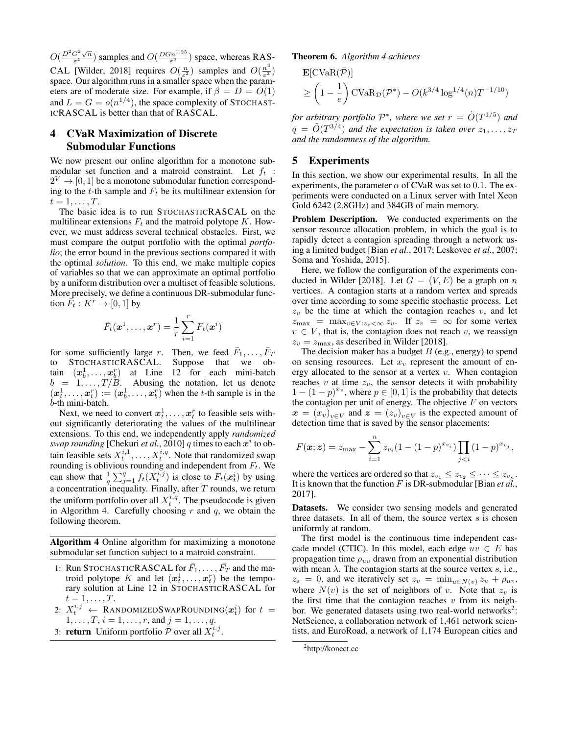$O(\frac{D^2 G^2 \sqrt{n}}{\varepsilon^4})$ samples and $O(\frac{DGn^{1.25}}{\varepsilon^2})$ space, whereas RASCAL [Wilder, 2018] requires $O(\frac{n}{\varepsilon^2})$ samples and $O(\frac{n^2}{\varepsilon^2})$ space. Our algorithm runs in a smaller space when the parameters are of moderate size. For example, if $\beta = D = O(1)$ and $L = G = o(n^{1/4})$, the space complexity of STOCHASTICRASCAL is better than that of RASCAL.

## 4 CVaR Maximization of Discrete Submodular Functions

We now present our online algorithm for a monotone submodular set function and a matroid constraint. Let $f_t : 2^V \to [0,1]$ be a monotone submodular function corresponding to the $t$-th sample and $F_t$ be its multilinear extension for $t = 1, \dots, T$.

The basic idea is to run STOCHASTICRASCAL on the multilinear extensions $F_t$ and the matroid polytope $K$. However, we must address several technical obstacles. First, we must compare the output portfolio with the optimal *portfolio*; the error bound in the previous sections compared it with the optimal *solution*. To this end, we make multiple copies of variables so that we can approximate an optimal portfolio by a uniform distribution over a multiset of feasible solutions. More precisely, we define a continuous DR-submodular function $\bar{F}_t : K^r \to [0,1]$ by

$$\bar{F}_t(\boldsymbol{x}^1, \dots, \boldsymbol{x}^r) = \frac{1}{r} \sum_{i=1}^{r} F_t(\boldsymbol{x}^i)$$

for some sufficiently large $r$. Then, we feed $\bar{F}_1, \dots, \bar{F}_T$ to STOCHASTICRASCAL. Suppose that we obtain $(\boldsymbol{x}_b^1, \dots, \boldsymbol{x}_b^r)$ at Line 12 for each mini-batch $b = 1, \dots, T/B$. Abusing the notation, let us denote $(\boldsymbol{x}_t^1, \dots, \boldsymbol{x}_t^r) := (\boldsymbol{x}_b^1, \dots, \boldsymbol{x}_b^r)$ when the $t$-th sample is in the $b$-th mini-batch.

Next, we need to convert $\boldsymbol{x}_t^1, \dots, \boldsymbol{x}_t^r$ to feasible sets without significantly deteriorating the values of the multilinear extensions. To this end, we independently apply *randomized swap rounding* [Chekuri *et al.*, 2010] $q$ times to each $\boldsymbol{x}^i$ to obtain feasible sets $X_t^{i,1}, \dots, X_t^{i,q}$. Note that randomized swap rounding is oblivious rounding and independent from $F_t$. We can show that $\frac{1}{q}\sum_{j=1}^{q} f_t(X_t^{i,j})$ is close to $F_t(\boldsymbol{x}_t^i)$ by using a concentration inequality. Finally, after $T$ rounds, we return the uniform portfolio over all $X_t^{i,q}$. The pseudocode is given in Algorithm 4. Carefully choosing $r$ and $q$, we obtain the following theorem.

**Algorithm 4** Online algorithm for maximizing a monotone submodular set function subject to a matroid constraint.

1: Run STOCHASTICRASCAL for $\bar{F}_1, \dots, \bar{F}_T$ and the matroid polytope $K$ and let $(\boldsymbol{x}_t^1, \dots, \boldsymbol{x}_t^r)$ be the temporary solution at Line 12 in STOCHASTICRASCAL for $t = 1, \dots, T$.
2: $X_t^{i,j} \leftarrow$ RANDOMIZEDSWAPROUNDING$(\boldsymbol{x}_t^i)$ for $t = 1, \dots, T$, $i = 1, \dots, r$, and $j = 1, \dots, q$.
3: **return** Uniform portfolio $\bar{\mathcal{P}}$ over all $X_t^{i,j}$.

**Theorem 6.** *Algorithm 4 achieves*

$$\begin{aligned}
&\mathbf{E}[\mathrm{CVaR}(\bar{\mathcal{P}})] \\
&\geq \left(1 - \frac{1}{e}\right) \mathrm{CVaR}_{\mathcal{D}}(\mathcal{P}^*) - O(k^{3/4} \log^{1/4}(n) T^{-1/10})
\end{aligned}$$

*for arbitrary portfolio $\mathcal{P}^*$, where we set $r = \tilde{O}(T^{1/5})$ and $q = \tilde{O}(T^{3/4})$ and the expectation is taken over $z_1, \dots, z_T$ and the randomness of the algorithm.*

## 5 Experiments

In this section, we show our experimental results. In all the experiments, the parameter $\alpha$ of CVaR was set to 0.1. The experiments were conducted on a Linux server with Intel Xeon Gold 6242 (2.8GHz) and 384GB of main memory.

**Problem Description.** We conducted experiments on the sensor resource allocation problem, in which the goal is to rapidly detect a contagion spreading through a network using a limited budget [Bian *et al.*, 2017; Leskovec *et al.*, 2007; Soma and Yoshida, 2015].

Here, we follow the configuration of the experiments conducted in Wilder [2018]. Let $G = (V, E)$ be a graph on $n$ vertices. A contagion starts at a random vertex and spreads over time according to some specific stochastic process. Let $z_v$ be the time at which the contagion reaches $v$, and let $z_{\max} = \max_{v \in V : z_v < \infty} z_v$. If $z_v = \infty$ for some vertex $v \in V$, that is, the contagion does not reach $v$, we reassign $z_v = z_{\max}$, as described in Wilder [2018].

The decision maker has a budget $B$ (e.g., energy) to spend on sensing resources. Let $x_v$ represent the amount of energy allocated to the sensor at a vertex $v$. When contagion reaches $v$ at time $z_v$, the sensor detects it with probability $1 - (1-p)^{x_v}$, where $p \in [0,1]$ is the probability that detects the contagion per unit of energy. The objective $F$ on vectors $\boldsymbol{x} = (x_v)_{v \in V}$ and $\boldsymbol{z} = (z_v)_{v \in V}$ is the expected amount of detection time that is saved by the sensor placements:

$$F(\boldsymbol{x}; \boldsymbol{z}) = z_{\max} - \sum_{i=1}^{n} z_{v_i} (1 - (1-p)^{x_{v_i}}) \prod_{j<i} (1-p)^{x_{v_j}},$$

where the vertices are ordered so that $z_{v_1} \leq z_{v_2} \leq \cdots \leq z_{v_n}$. It is known that the function $F$ is DR-submodular [Bian *et al.*, 2017].

**Datasets.** We consider two sensing models and generated three datasets. In all of them, the source vertex $s$ is chosen uniformly at random.

The first model is the continuous time independent cascade model (CTIC). In this model, each edge $uv \in E$ has propagation time $\rho_{uv}$ drawn from an exponential distribution with mean $\lambda$. The contagion starts at the source vertex $s$, i.e., $z_s = 0$, and we iteratively set $z_v = \min_{u \in N(v)} z_u + \rho_{uv}$, where $N(v)$ is the set of neighbors of $v$. Note that $z_v$ is the first time that the contagion reaches $v$ from its neighbor. We generated datasets using two real-world networks[2]: NetScience, a collaboration network of 1,461 network scientists, and EuroRoad, a network of 1,174 European cities and

[2] http://konect.cc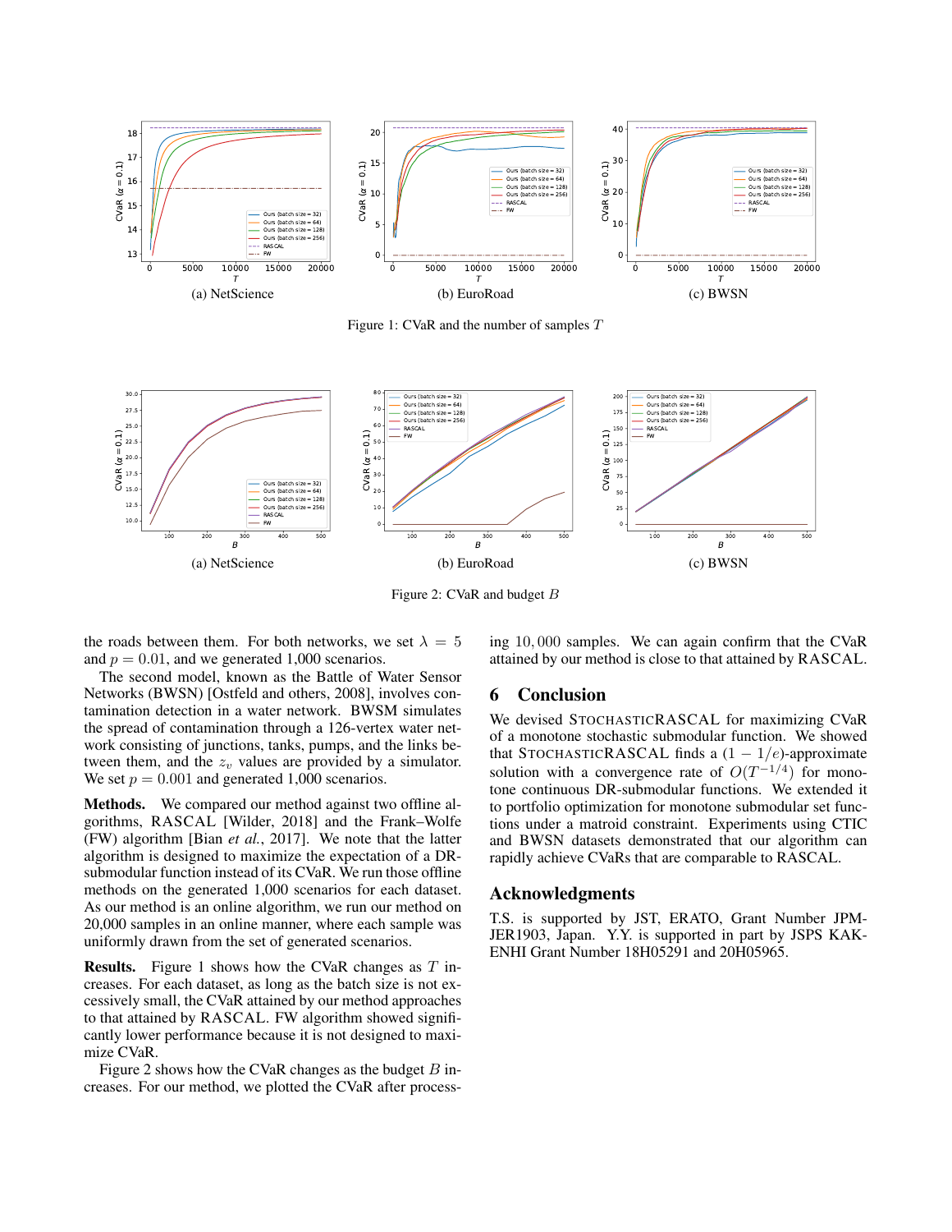(a) NetScience

(b) EuroRoad

(c) BWSN

Figure 1: CVaR and the number of samples $T$

(a) NetScience

(b) EuroRoad

(c) BWSN

Figure 2: CVaR and budget $B$

the roads between them. For both networks, we set $\lambda = 5$ and $p = 0.01$, and we generated 1,000 scenarios.

The second model, known as the Battle of Water Sensor Networks (BWSN) [Ostfeld and others, 2008], involves contamination detection in a water network. BWSM simulates the spread of contamination through a 126-vertex water network consisting of junctions, tanks, pumps, and the links between them, and the $z_v$ values are provided by a simulator. We set $p = 0.001$ and generated 1,000 scenarios.

**Methods.** We compared our method against two offline algorithms, RASCAL [Wilder, 2018] and the Frank–Wolfe (FW) algorithm [Bian *et al.*, 2017]. We note that the latter algorithm is designed to maximize the expectation of a DR-submodular function instead of its CVaR. We run those offline methods on the generated 1,000 scenarios for each dataset. As our method is an online algorithm, we run our method on 20,000 samples in an online manner, where each sample was uniformly drawn from the set of generated scenarios.

**Results.** Figure 1 shows how the CVaR changes as $T$ increases. For each dataset, as long as the batch size is not excessively small, the CVaR attained by our method approaches to that attained by RASCAL. FW algorithm showed significantly lower performance because it is not designed to maximize CVaR.

Figure 2 shows how the CVaR changes as the budget $B$ increases. For our method, we plotted the CVaR after processing $10,000$ samples. We can again confirm that the CVaR attained by our method is close to that attained by RASCAL.

## 6 Conclusion

We devised StochasticRASCAL for maximizing CVaR of a monotone stochastic submodular function. We showed that StochasticRASCAL finds a $(1 - 1/e)$-approximate solution with a convergence rate of $O(T^{-1/4})$ for monotone continuous DR-submodular functions. We extended it to portfolio optimization for monotone submodular set functions under a matroid constraint. Experiments using CTIC and BWSN datasets demonstrated that our algorithm can rapidly achieve CVaRs that are comparable to RASCAL.

## Acknowledgments

T.S. is supported by JST, ERATO, Grant Number JPMJER1903, Japan. Y.Y. is supported in part by JSPS KAKENHI Grant Number 18H05291 and 20H05965.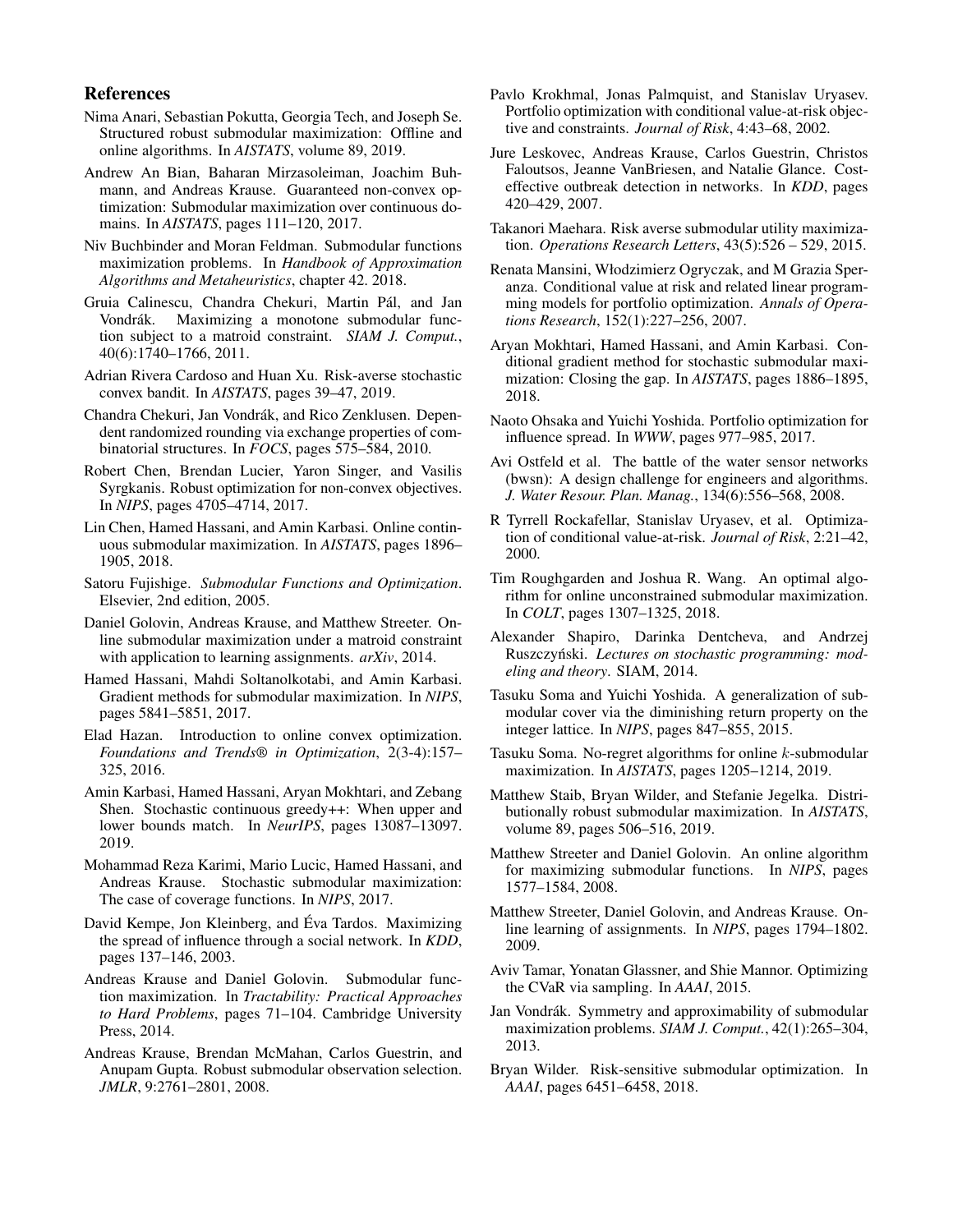## References

Nima Anari, Sebastian Pokutta, Georgia Tech, and Joseph Se. Structured robust submodular maximization: Offline and online algorithms. In *AISTATS*, volume 89, 2019.

Andrew An Bian, Baharan Mirzasoleiman, Joachim Buhmann, and Andreas Krause. Guaranteed non-convex optimization: Submodular maximization over continuous domains. In *AISTATS*, pages 111–120, 2017.

Niv Buchbinder and Moran Feldman. Submodular functions maximization problems. In *Handbook of Approximation Algorithms and Metaheuristics*, chapter 42. 2018.

Gruia Calinescu, Chandra Chekuri, Martin Pál, and Jan Vondrák. Maximizing a monotone submodular function subject to a matroid constraint. *SIAM J. Comput.*, 40(6):1740–1766, 2011.

Adrian Rivera Cardoso and Huan Xu. Risk-averse stochastic convex bandit. In *AISTATS*, pages 39–47, 2019.

Chandra Chekuri, Jan Vondrák, and Rico Zenklusen. Dependent randomized rounding via exchange properties of combinatorial structures. In *FOCS*, pages 575–584, 2010.

Robert Chen, Brendan Lucier, Yaron Singer, and Vasilis Syrgkanis. Robust optimization for non-convex objectives. In *NIPS*, pages 4705–4714, 2017.

Lin Chen, Hamed Hassani, and Amin Karbasi. Online continuous submodular maximization. In *AISTATS*, pages 1896–1905, 2018.

Satoru Fujishige. *Submodular Functions and Optimization*. Elsevier, 2nd edition, 2005.

Daniel Golovin, Andreas Krause, and Matthew Streeter. Online submodular maximization under a matroid constraint with application to learning assignments. *arXiv*, 2014.

Hamed Hassani, Mahdi Soltanolkotabi, and Amin Karbasi. Gradient methods for submodular maximization. In *NIPS*, pages 5841–5851, 2017.

Elad Hazan. Introduction to online convex optimization. *Foundations and Trends® in Optimization*, 2(3-4):157–325, 2016.

Amin Karbasi, Hamed Hassani, Aryan Mokhtari, and Zebang Shen. Stochastic continuous greedy++: When upper and lower bounds match. In *NeurIPS*, pages 13087–13097. 2019.

Mohammad Reza Karimi, Mario Lucic, Hamed Hassani, and Andreas Krause. Stochastic submodular maximization: The case of coverage functions. In *NIPS*, 2017.

David Kempe, Jon Kleinberg, and Éva Tardos. Maximizing the spread of influence through a social network. In *KDD*, pages 137–146, 2003.

Andreas Krause and Daniel Golovin. Submodular function maximization. In *Tractability: Practical Approaches to Hard Problems*, pages 71–104. Cambridge University Press, 2014.

Andreas Krause, Brendan McMahan, Carlos Guestrin, and Anupam Gupta. Robust submodular observation selection. *JMLR*, 9:2761–2801, 2008.

Pavlo Krokhmal, Jonas Palmquist, and Stanislav Uryasev. Portfolio optimization with conditional value-at-risk objective and constraints. *Journal of Risk*, 4:43–68, 2002.

Jure Leskovec, Andreas Krause, Carlos Guestrin, Christos Faloutsos, Jeanne VanBriesen, and Natalie Glance. Cost-effective outbreak detection in networks. In *KDD*, pages 420–429, 2007.

Takanori Maehara. Risk averse submodular utility maximization. *Operations Research Letters*, 43(5):526 – 529, 2015.

Renata Mansini, Włodzimierz Ogryczak, and M Grazia Speranza. Conditional value at risk and related linear programming models for portfolio optimization. *Annals of Operations Research*, 152(1):227–256, 2007.

Aryan Mokhtari, Hamed Hassani, and Amin Karbasi. Conditional gradient method for stochastic submodular maximization: Closing the gap. In *AISTATS*, pages 1886–1895, 2018.

Naoto Ohsaka and Yuichi Yoshida. Portfolio optimization for influence spread. In *WWW*, pages 977–985, 2017.

Avi Ostfeld et al. The battle of the water sensor networks (bwsn): A design challenge for engineers and algorithms. *J. Water Resour. Plan. Manag.*, 134(6):556–568, 2008.

R Tyrrell Rockafellar, Stanislav Uryasev, et al. Optimization of conditional value-at-risk. *Journal of Risk*, 2:21–42, 2000.

Tim Roughgarden and Joshua R. Wang. An optimal algorithm for online unconstrained submodular maximization. In *COLT*, pages 1307–1325, 2018.

Alexander Shapiro, Darinka Dentcheva, and Andrzej Ruszczyński. *Lectures on stochastic programming: modeling and theory*. SIAM, 2014.

Tasuku Soma and Yuichi Yoshida. A generalization of submodular cover via the diminishing return property on the integer lattice. In *NIPS*, pages 847–855, 2015.

Tasuku Soma. No-regret algorithms for online $k$-submodular maximization. In *AISTATS*, pages 1205–1214, 2019.

Matthew Staib, Bryan Wilder, and Stefanie Jegelka. Distributionally robust submodular maximization. In *AISTATS*, volume 89, pages 506–516, 2019.

Matthew Streeter and Daniel Golovin. An online algorithm for maximizing submodular functions. In *NIPS*, pages 1577–1584, 2008.

Matthew Streeter, Daniel Golovin, and Andreas Krause. Online learning of assignments. In *NIPS*, pages 1794–1802. 2009.

Aviv Tamar, Yonatan Glassner, and Shie Mannor. Optimizing the CVaR via sampling. In *AAAI*, 2015.

Jan Vondrák. Symmetry and approximability of submodular maximization problems. *SIAM J. Comput.*, 42(1):265–304, 2013.

Bryan Wilder. Risk-sensitive submodular optimization. In *AAAI*, pages 6451–6458, 2018.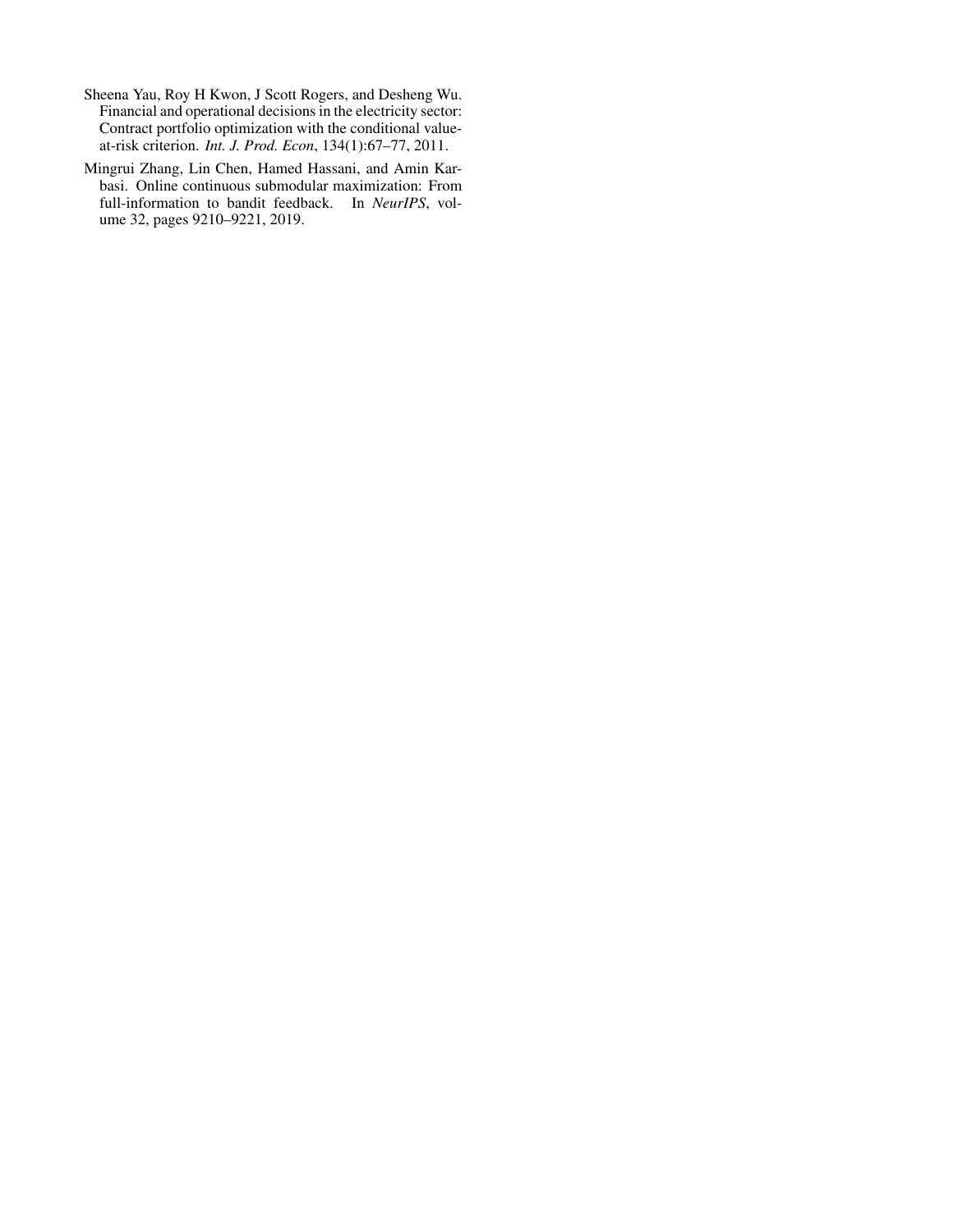Sheena Yau, Roy H Kwon, J Scott Rogers, and Desheng Wu. Financial and operational decisions in the electricity sector: Contract portfolio optimization with the conditional value-at-risk criterion. *Int. J. Prod. Econ*, 134(1):67–77, 2011.

Mingrui Zhang, Lin Chen, Hamed Hassani, and Amin Karbasi. Online continuous submodular maximization: From full-information to bandit feedback. In *NeurIPS*, volume 32, pages 9210–9221, 2019.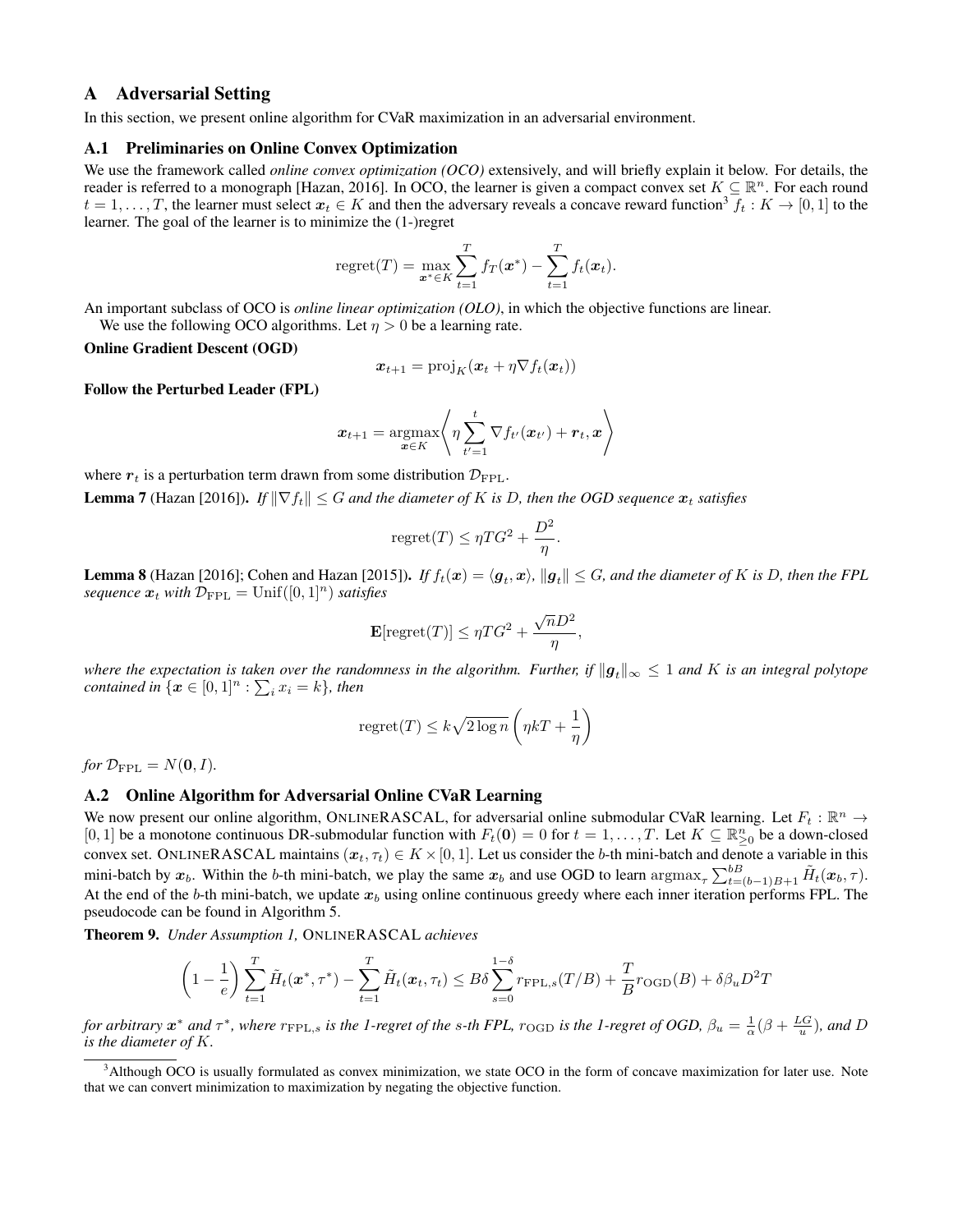# A Adversarial Setting

In this section, we present online algorithm for CVaR maximization in an adversarial environment.

## A.1 Preliminaries on Online Convex Optimization

We use the framework called *online convex optimization (OCO)* extensively, and will briefly explain it below. For details, the reader is referred to a monograph [Hazan, 2016]. In OCO, the learner is given a compact convex set $K \subseteq \mathbb{R}^n$. For each round $t = 1, \ldots, T$, the learner must select $\boldsymbol{x}_t \in K$ and then the adversary reveals a concave reward function[3] $f_t : K \to [0, 1]$ to the learner. The goal of the learner is to minimize the (1-)regret

$$\mathrm{regret}(T) = \max_{\boldsymbol{x}^* \in K} \sum_{t=1}^{T} f_T(\boldsymbol{x}^*) - \sum_{t=1}^{T} f_t(\boldsymbol{x}_t).$$

An important subclass of OCO is *online linear optimization (OLO)*, in which the objective functions are linear.

We use the following OCO algorithms. Let $\eta > 0$ be a learning rate.

**Online Gradient Descent (OGD)**

$$\boldsymbol{x}_{t+1} = \mathrm{proj}_K(\boldsymbol{x}_t + \eta \nabla f_t(\boldsymbol{x}_t))$$

**Follow the Perturbed Leader (FPL)**

$$\boldsymbol{x}_{t+1} = \operatorname*{argmax}_{\boldsymbol{x} \in K} \left\langle \eta \sum_{t'=1}^{t} \nabla f_{t'}(\boldsymbol{x}_{t'}) + \boldsymbol{r}_t, \boldsymbol{x} \right\rangle$$

where $\boldsymbol{r}_t$ is a perturbation term drawn from some distribution $\mathcal{D}_{\mathrm{FPL}}$.

**Lemma 7** (Hazan [2016]). *If $\|\nabla f_t\| \le G$ and the diameter of $K$ is $D$, then the OGD sequence $\boldsymbol{x}_t$ satisfies*

$$\mathrm{regret}(T) \le \eta T G^2 + \frac{D^2}{\eta}.$$

**Lemma 8** (Hazan [2016]; Cohen and Hazan [2015]). *If $f_t(\boldsymbol{x}) = \langle \boldsymbol{g}_t, \boldsymbol{x} \rangle$, $\|\boldsymbol{g}_t\| \le G$, and the diameter of $K$ is $D$, then the FPL sequence $\boldsymbol{x}_t$ with $\mathcal{D}_{\mathrm{FPL}} = \mathrm{Unif}([0,1]^n)$ satisfies*

$$\mathbf{E}[\mathrm{regret}(T)] \le \eta T G^2 + \frac{\sqrt{n} D^2}{\eta},$$

*where the expectation is taken over the randomness in the algorithm. Further, if $\|\boldsymbol{g}_t\|_\infty \le 1$ and $K$ is an integral polytope contained in $\{\boldsymbol{x} \in [0,1]^n : \sum_i x_i = k\}$, then*

$$\mathrm{regret}(T) \le k\sqrt{2 \log n} \left( \eta k T + \frac{1}{\eta} \right)$$

*for $\mathcal{D}_{\mathrm{FPL}} = N(\boldsymbol{0}, I)$.*

## A.2 Online Algorithm for Adversarial Online CVaR Learning

We now present our online algorithm, OnlineRASCAL, for adversarial online submodular CVaR learning. Let $F_t : \mathbb{R}^n \to [0, 1]$ be a monotone continuous DR-submodular function with $F_t(\boldsymbol{0}) = 0$ for $t = 1, \ldots, T$. Let $K \subseteq \mathbb{R}^n_{\ge 0}$ be a down-closed convex set. OnlineRASCAL maintains $(\boldsymbol{x}_t, \tau_t) \in K \times [0, 1]$. Let us consider the $b$-th mini-batch and denote a variable in this mini-batch by $\boldsymbol{x}_b$. Within the $b$-th mini-batch, we play the same $\boldsymbol{x}_b$ and use OGD to learn $\mathrm{argmax}_\tau \sum_{t=(b-1)B+1}^{bB} \tilde{H}_t(\boldsymbol{x}_b, \tau)$. At the end of the $b$-th mini-batch, we update $\boldsymbol{x}_b$ using online continuous greedy where each inner iteration performs FPL. The pseudocode can be found in Algorithm 5.

**Theorem 9.** *Under Assumption 1,* OnlineRASCAL *achieves*

$$\left(1 - \frac{1}{e}\right) \sum_{t=1}^{T} \tilde{H}_t(\boldsymbol{x}^*, \tau^*) - \sum_{t=1}^{T} \tilde{H}_t(\boldsymbol{x}_t, \tau_t) \le B\delta \sum_{s=0}^{1-\delta} r_{\mathrm{FPL},s}(T/B) + \frac{T}{B} r_{\mathrm{OGD}}(B) + \delta \beta_u D^2 T$$

*for arbitrary $\boldsymbol{x}^*$ and $\tau^*$, where $r_{\mathrm{FPL},s}$ is the 1-regret of the $s$-th FPL, $r_{\mathrm{OGD}}$ is the 1-regret of OGD, $\beta_u = \frac{1}{\alpha}(\beta + \frac{LG}{u})$, and $D$ is the diameter of $K$.*

[3] Although OCO is usually formulated as convex minimization, we state OCO in the form of concave maximization for later use. Note that we can convert minimization to maximization by negating the objective function.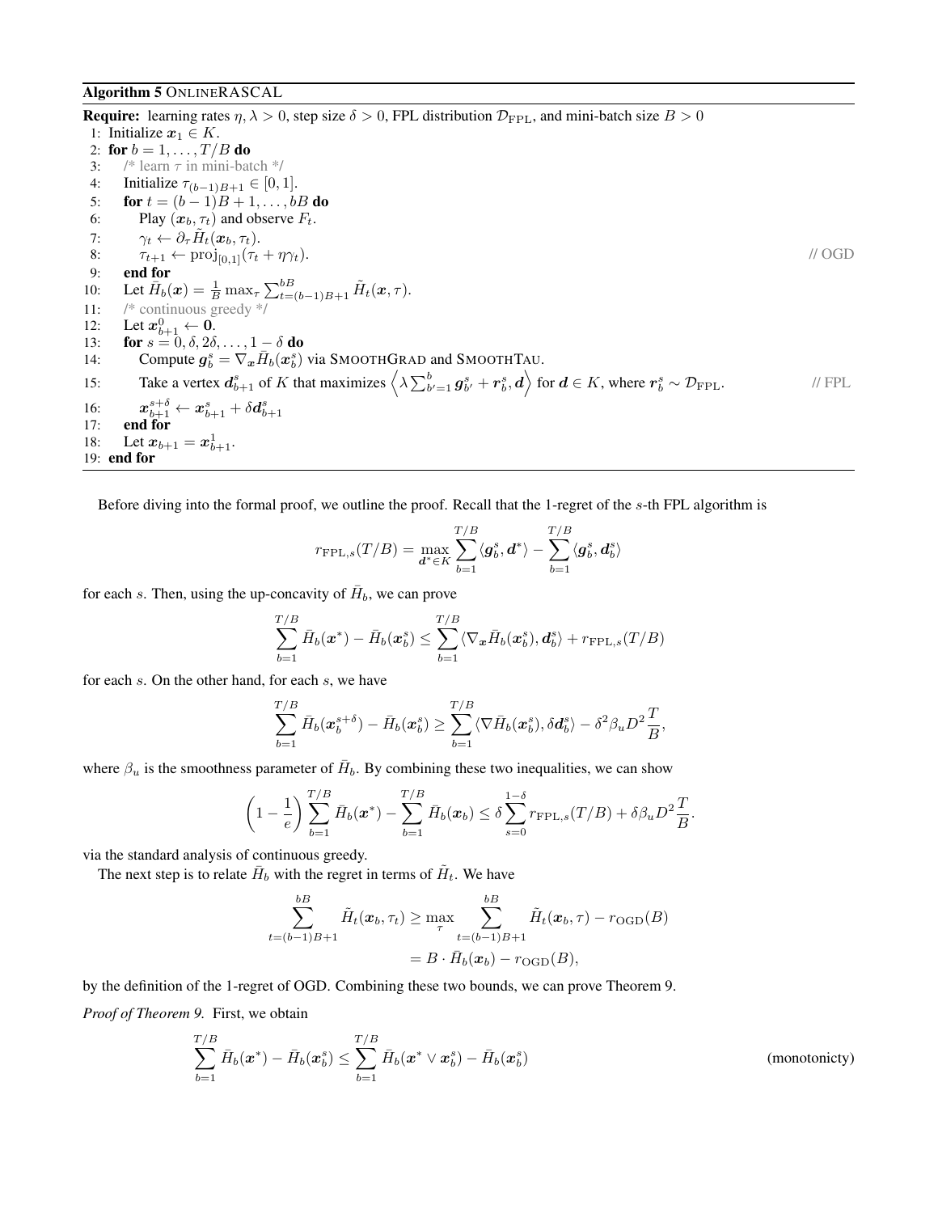**Algorithm 5** ONLINERASCAL

**Require:** learning rates $\eta, \lambda > 0$, step size $\delta > 0$, FPL distribution $\mathcal{D}_{\mathrm{FPL}}$, and mini-batch size $B > 0$

1: Initialize $\boldsymbol{x}_1 \in K$.
2: **for** $b = 1, \ldots, T/B$ **do**
3: /* learn $\tau$ in mini-batch */
4: Initialize $\tau_{(b-1)B+1} \in [0, 1]$.
5: **for** $t = (b-1)B + 1, \ldots, bB$ **do**
6: Play $(\boldsymbol{x}_b, \tau_t)$ and observe $F_t$.
7: $\gamma_t \leftarrow \partial_\tau \tilde{H}_t(\boldsymbol{x}_b, \tau_t)$.
8: $\tau_{t+1} \leftarrow \mathrm{proj}_{[0,1]}(\tau_t + \eta\gamma_t)$. // OGD
9: **end for**
10: Let $\bar{H}_b(\boldsymbol{x}) = \frac{1}{B} \max_\tau \sum_{t=(b-1)B+1}^{bB} \tilde{H}_t(\boldsymbol{x}, \tau)$.
11: /* continuous greedy */
12: Let $\boldsymbol{x}_{b+1}^0 \leftarrow \mathbf{0}$.
13: **for** $s = 0, \delta, 2\delta, \ldots, 1 - \delta$ **do**
14: Compute $\boldsymbol{g}_b^s = \nabla_{\boldsymbol{x}} \bar{H}_b(\boldsymbol{x}_b^s)$ via SMOOTHGRAD and SMOOTHTAU.
15: Take a vertex $\boldsymbol{d}_{b+1}^s$ of $K$ that maximizes $\left\langle \lambda \sum_{b'=1}^{b} \boldsymbol{g}_{b'}^s + \boldsymbol{r}_b^s, \boldsymbol{d} \right\rangle$ for $\boldsymbol{d} \in K$, where $\boldsymbol{r}_b^s \sim \mathcal{D}_{\mathrm{FPL}}$. // FPL
16: $\boldsymbol{x}_{b+1}^{s+\delta} \leftarrow \boldsymbol{x}_{b+1}^s + \delta \boldsymbol{d}_{b+1}^s$
17: **end for**
18: Let $\boldsymbol{x}_{b+1} = \boldsymbol{x}_{b+1}^1$.
19: **end for**

Before diving into the formal proof, we outline the proof. Recall that the 1-regret of the $s$-th FPL algorithm is

$$r_{\mathrm{FPL},s}(T/B) = \max_{\boldsymbol{d}^* \in K} \sum_{b=1}^{T/B} \langle \boldsymbol{g}_b^s, \boldsymbol{d}^* \rangle - \sum_{b=1}^{T/B} \langle \boldsymbol{g}_b^s, \boldsymbol{d}_b^s \rangle$$

for each $s$. Then, using the up-concavity of $\bar{H}_b$, we can prove

$$\sum_{b=1}^{T/B} \bar{H}_b(\boldsymbol{x}^*) - \bar{H}_b(\boldsymbol{x}_b^s) \leq \sum_{b=1}^{T/B} \langle \nabla_{\boldsymbol{x}} \bar{H}_b(\boldsymbol{x}_b^s), \boldsymbol{d}_b^s \rangle + r_{\mathrm{FPL},s}(T/B)$$

for each $s$. On the other hand, for each $s$, we have

$$\sum_{b=1}^{T/B} \bar{H}_b(\boldsymbol{x}_b^{s+\delta}) - \bar{H}_b(\boldsymbol{x}_b^s) \geq \sum_{b=1}^{T/B} \langle \nabla \bar{H}_b(\boldsymbol{x}_b^s), \delta \boldsymbol{d}_b^s \rangle - \delta^2 \beta_u D^2 \frac{T}{B},$$

where $\beta_u$ is the smoothness parameter of $\bar{H}_b$. By combining these two inequalities, we can show

$$\left(1 - \frac{1}{e}\right) \sum_{b=1}^{T/B} \bar{H}_b(\boldsymbol{x}^*) - \sum_{b=1}^{T/B} \bar{H}_b(\boldsymbol{x}_b) \leq \delta \sum_{s=0}^{1-\delta} r_{\mathrm{FPL},s}(T/B) + \delta \beta_u D^2 \frac{T}{B}.$$

via the standard analysis of continuous greedy.

The next step is to relate $\bar{H}_b$ with the regret in terms of $\tilde{H}_t$. We have

$$\begin{aligned}
\sum_{t=(b-1)B+1}^{bB} \tilde{H}_t(\boldsymbol{x}_b, \tau_t) &\geq \max_\tau \sum_{t=(b-1)B+1}^{bB} \tilde{H}_t(\boldsymbol{x}_b, \tau) - r_{\mathrm{OGD}}(B) \\
&= B \cdot \bar{H}_b(\boldsymbol{x}_b) - r_{\mathrm{OGD}}(B),
\end{aligned}$$

by the definition of the 1-regret of OGD. Combining these two bounds, we can prove Theorem 9.

*Proof of Theorem 9.* First, we obtain

$$\sum_{b=1}^{T/B} \bar{H}_b(\boldsymbol{x}^*) - \bar{H}_b(\boldsymbol{x}_b^s) \leq \sum_{b=1}^{T/B} \bar{H}_b(\boldsymbol{x}^* \vee \boldsymbol{x}_b^s) - \bar{H}_b(\boldsymbol{x}_b^s) \qquad \text{(monotonicty)}$$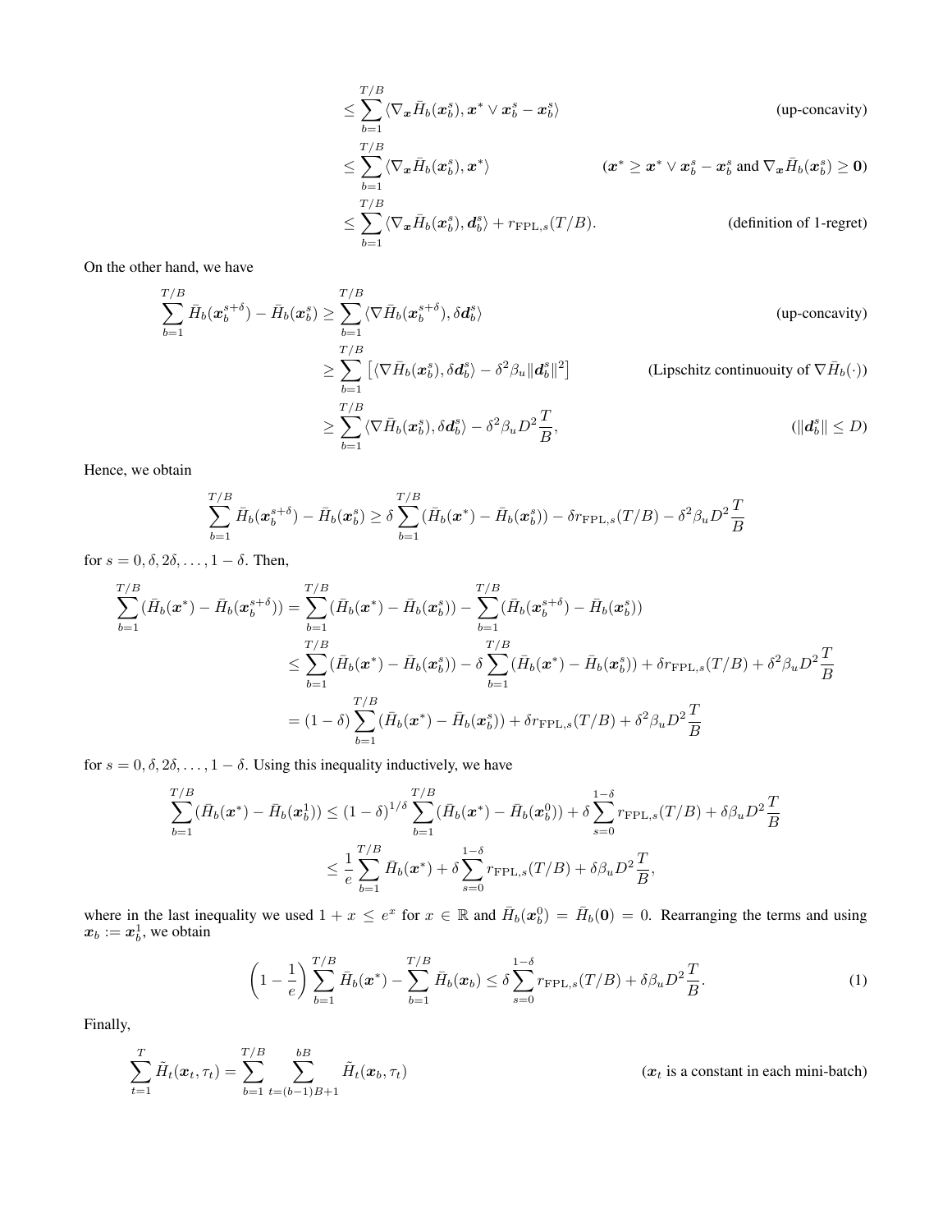$$
\begin{aligned}
&\le \sum_{b=1}^{T/B} \langle \nabla_{\boldsymbol{x}} \bar{H}_b(\boldsymbol{x}_b^s), \boldsymbol{x}^* \vee \boldsymbol{x}_b^s - \boldsymbol{x}_b^s \rangle && \text{(up-concavity)} \\
&\le \sum_{b=1}^{T/B} \langle \nabla_{\boldsymbol{x}} \bar{H}_b(\boldsymbol{x}_b^s), \boldsymbol{x}^* \rangle && (\boldsymbol{x}^* \ge \boldsymbol{x}^* \vee \boldsymbol{x}_b^s - \boldsymbol{x}_b^s \text{ and } \nabla_{\boldsymbol{x}} \bar{H}_b(\boldsymbol{x}_b^s) \ge \boldsymbol{0}) \\
&\le \sum_{b=1}^{T/B} \langle \nabla_{\boldsymbol{x}} \bar{H}_b(\boldsymbol{x}_b^s), \boldsymbol{d}_b^s \rangle + r_{\mathrm{FPL},s}(T/B). && \text{(definition of 1-regret)}
\end{aligned}
$$

On the other hand, we have

$$
\begin{aligned}
\sum_{b=1}^{T/B} \bar{H}_b(\boldsymbol{x}_b^{s+\delta}) - \bar{H}_b(\boldsymbol{x}_b^s) &\ge \sum_{b=1}^{T/B} \langle \nabla \bar{H}_b(\boldsymbol{x}_b^{s+\delta}), \delta \boldsymbol{d}_b^s \rangle && \text{(up-concavity)} \\
&\ge \sum_{b=1}^{T/B} \left[ \langle \nabla \bar{H}_b(\boldsymbol{x}_b^s), \delta \boldsymbol{d}_b^s \rangle - \delta^2 \beta_u \|\boldsymbol{d}_b^s\|^2 \right] && \text{(Lipschitz continuouity of } \nabla \bar{H}_b(\cdot)) \\
&\ge \sum_{b=1}^{T/B} \langle \nabla \bar{H}_b(\boldsymbol{x}_b^s), \delta \boldsymbol{d}_b^s \rangle - \delta^2 \beta_u D^2 \frac{T}{B}, && (\|\boldsymbol{d}_b^s\| \le D)
\end{aligned}
$$

Hence, we obtain

$$
\sum_{b=1}^{T/B} \bar{H}_b(\boldsymbol{x}_b^{s+\delta}) - \bar{H}_b(\boldsymbol{x}_b^s) \ge \delta \sum_{b=1}^{T/B} (\bar{H}_b(\boldsymbol{x}^*) - \bar{H}_b(\boldsymbol{x}_b^s)) - \delta r_{\mathrm{FPL},s}(T/B) - \delta^2 \beta_u D^2 \frac{T}{B}
$$

for $s = 0, \delta, 2\delta, \ldots, 1-\delta$. Then,

$$
\begin{aligned}
\sum_{b=1}^{T/B} (\bar{H}_b(\boldsymbol{x}^*) - \bar{H}_b(\boldsymbol{x}_b^{s+\delta})) &= \sum_{b=1}^{T/B} (\bar{H}_b(\boldsymbol{x}^*) - \bar{H}_b(\boldsymbol{x}_b^s)) - \sum_{b=1}^{T/B} (\bar{H}_b(\boldsymbol{x}_b^{s+\delta}) - \bar{H}_b(\boldsymbol{x}_b^s)) \\
&\le \sum_{b=1}^{T/B} (\bar{H}_b(\boldsymbol{x}^*) - \bar{H}_b(\boldsymbol{x}_b^s)) - \delta \sum_{b=1}^{T/B} (\bar{H}_b(\boldsymbol{x}^*) - \bar{H}_b(\boldsymbol{x}_b^s)) + \delta r_{\mathrm{FPL},s}(T/B) + \delta^2 \beta_u D^2 \frac{T}{B} \\
&= (1-\delta) \sum_{b=1}^{T/B} (\bar{H}_b(\boldsymbol{x}^*) - \bar{H}_b(\boldsymbol{x}_b^s)) + \delta r_{\mathrm{FPL},s}(T/B) + \delta^2 \beta_u D^2 \frac{T}{B}
\end{aligned}
$$

for $s = 0, \delta, 2\delta, \ldots, 1-\delta$. Using this inequality inductively, we have

$$
\begin{aligned}
\sum_{b=1}^{T/B} (\bar{H}_b(\boldsymbol{x}^*) - \bar{H}_b(\boldsymbol{x}_b^1)) &\le (1-\delta)^{1/\delta} \sum_{b=1}^{T/B} (\bar{H}_b(\boldsymbol{x}^*) - \bar{H}_b(\boldsymbol{x}_b^0)) + \delta \sum_{s=0}^{1-\delta} r_{\mathrm{FPL},s}(T/B) + \delta \beta_u D^2 \frac{T}{B} \\
&\le \frac{1}{e} \sum_{b=1}^{T/B} \bar{H}_b(\boldsymbol{x}^*) + \delta \sum_{s=0}^{1-\delta} r_{\mathrm{FPL},s}(T/B) + \delta \beta_u D^2 \frac{T}{B},
\end{aligned}
$$

where in the last inequality we used $1 + x \le e^x$ for $x \in \mathbb{R}$ and $\bar{H}_b(\boldsymbol{x}_b^0) = \bar{H}_b(\boldsymbol{0}) = 0$. Rearranging the terms and using $\boldsymbol{x}_b := \boldsymbol{x}_b^1$, we obtain

$$
\left(1 - \frac{1}{e}\right) \sum_{b=1}^{T/B} \bar{H}_b(\boldsymbol{x}^*) - \sum_{b=1}^{T/B} \bar{H}_b(\boldsymbol{x}_b) \le \delta \sum_{s=0}^{1-\delta} r_{\mathrm{FPL},s}(T/B) + \delta \beta_u D^2 \frac{T}{B}. \tag{1}
$$

Finally,

$$
\sum_{t=1}^{T} \tilde{H}_t(\boldsymbol{x}_t, \tau_t) = \sum_{b=1}^{T/B} \sum_{t=(b-1)B+1}^{bB} \tilde{H}_t(\boldsymbol{x}_b, \tau_t) \qquad (\boldsymbol{x}_t \text{ is a constant in each mini-batch})
$$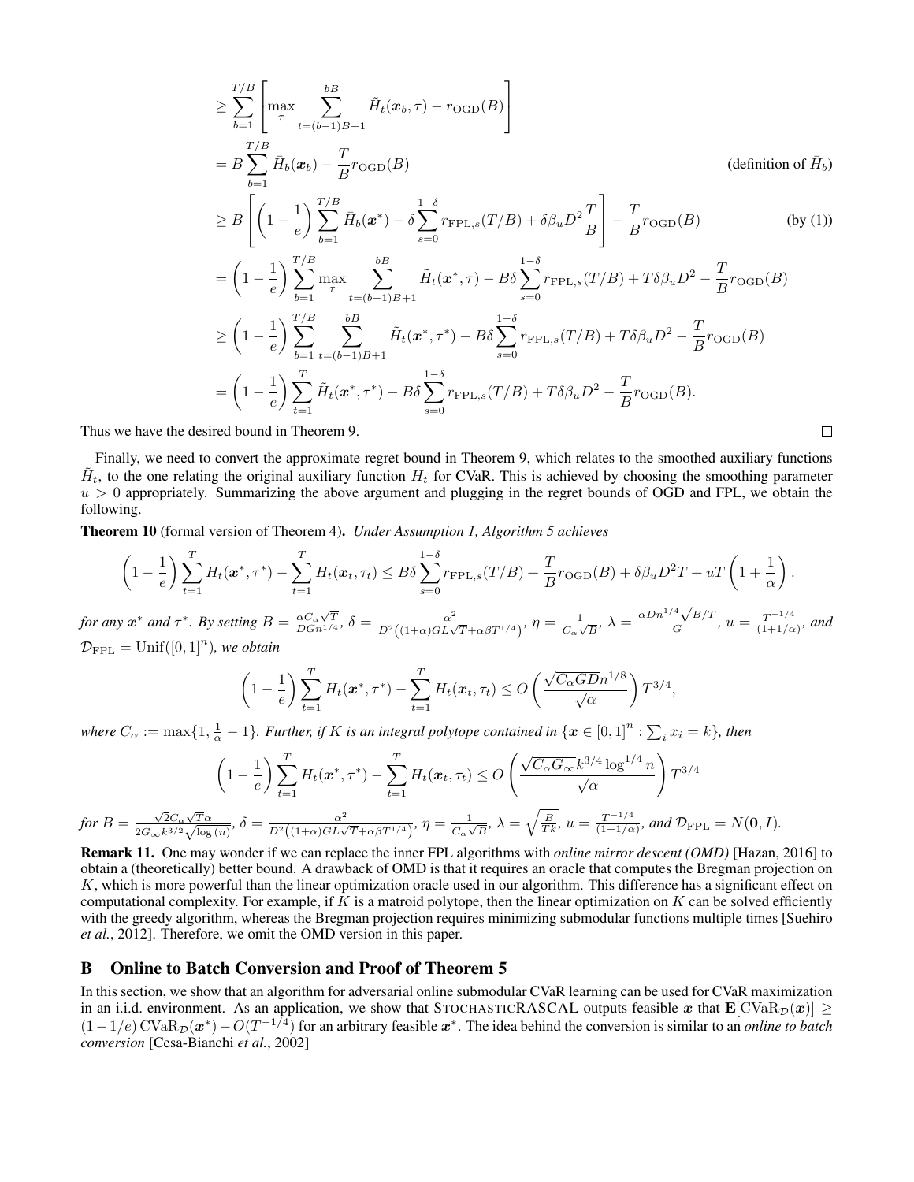$$
\begin{aligned}
&\geq \sum_{b=1}^{T/B}\left[\max_{\tau} \sum_{t=(b-1)B+1}^{bB} \tilde{H}_t(\boldsymbol{x}_b, \tau) - r_{\mathrm{OGD}}(B)\right] \\
&= B\sum_{b=1}^{T/B} \bar{H}_b(\boldsymbol{x}_b) - \frac{T}{B} r_{\mathrm{OGD}}(B) && \text{(definition of } \bar{H}_b\text{)} \\
&\geq B\left[\left(1-\frac{1}{e}\right)\sum_{b=1}^{T/B} \bar{H}_b(\boldsymbol{x}^*) - \delta \sum_{s=0}^{1-\delta} r_{\mathrm{FPL},s}(T/B) + \delta\beta_u D^2 \frac{T}{B}\right] - \frac{T}{B} r_{\mathrm{OGD}}(B) && \text{(by (1))} \\
&= \left(1-\frac{1}{e}\right)\sum_{b=1}^{T/B} \max_{\tau} \sum_{t=(b-1)B+1}^{bB} \tilde{H}_t(\boldsymbol{x}^*, \tau) - B\delta \sum_{s=0}^{1-\delta} r_{\mathrm{FPL},s}(T/B) + T\delta\beta_u D^2 - \frac{T}{B} r_{\mathrm{OGD}}(B) \\
&\geq \left(1-\frac{1}{e}\right)\sum_{b=1}^{T/B} \sum_{t=(b-1)B+1}^{bB} \tilde{H}_t(\boldsymbol{x}^*, \tau^*) - B\delta \sum_{s=0}^{1-\delta} r_{\mathrm{FPL},s}(T/B) + T\delta\beta_u D^2 - \frac{T}{B} r_{\mathrm{OGD}}(B) \\
&= \left(1-\frac{1}{e}\right)\sum_{t=1}^{T} \tilde{H}_t(\boldsymbol{x}^*, \tau^*) - B\delta \sum_{s=0}^{1-\delta} r_{\mathrm{FPL},s}(T/B) + T\delta\beta_u D^2 - \frac{T}{B} r_{\mathrm{OGD}}(B).
\end{aligned}
$$

Thus we have the desired bound in Theorem 9. □

Finally, we need to convert the approximate regret bound in Theorem 9, which relates to the smoothed auxiliary functions $\tilde{H}_t$, to the one relating the original auxiliary function $H_t$ for CVaR. This is achieved by choosing the smoothing parameter $u > 0$ appropriately. Summarizing the above argument and plugging in the regret bounds of OGD and FPL, we obtain the following.

**Theorem 10** (formal version of Theorem 4). *Under Assumption 1, Algorithm 5 achieves*

$$
\left(1-\frac{1}{e}\right)\sum_{t=1}^{T} H_t(\boldsymbol{x}^*, \tau^*) - \sum_{t=1}^{T} H_t(\boldsymbol{x}_t, \tau_t) \leq B\delta \sum_{s=0}^{1-\delta} r_{\mathrm{FPL},s}(T/B) + \frac{T}{B} r_{\mathrm{OGD}}(B) + \delta\beta_u D^2 T + uT\left(1+\frac{1}{\alpha}\right).
$$

*for any $\boldsymbol{x}^*$ and $\tau^*$. By setting $B = \frac{\alpha C_\alpha \sqrt{T}}{DGn^{1/4}}$, $\delta = \frac{\alpha^2}{D^2\left((1+\alpha)GL\sqrt{T}+\alpha\beta T^{1/4}\right)}$, $\eta = \frac{1}{C_\alpha\sqrt{B}}$, $\lambda = \frac{\alpha D n^{1/4}\sqrt{B/T}}{G}$, $u = \frac{T^{-1/4}}{(1+1/\alpha)}$, and $\mathcal{D}_{\mathrm{FPL}} = \mathrm{Unif}([0,1]^n)$, we obtain*

$$
\left(1-\frac{1}{e}\right)\sum_{t=1}^{T} H_t(\boldsymbol{x}^*, \tau^*) - \sum_{t=1}^{T} H_t(\boldsymbol{x}_t, \tau_t) \leq O\left(\frac{\sqrt{C_\alpha G D} n^{1/8}}{\sqrt{\alpha}}\right) T^{3/4},
$$

*where $C_\alpha := \max\{1, \frac{1}{\alpha} - 1\}$. Further, if $K$ is an integral polytope contained in $\{\boldsymbol{x} \in [0,1]^n : \sum_i x_i = k\}$, then*

$$
\left(1-\frac{1}{e}\right)\sum_{t=1}^{T} H_t(\boldsymbol{x}^*, \tau^*) - \sum_{t=1}^{T} H_t(\boldsymbol{x}_t, \tau_t) \leq O\left(\frac{\sqrt{C_\alpha G_\infty} k^{3/4} \log^{1/4} n}{\sqrt{\alpha}}\right) T^{3/4}
$$

*for $B = \frac{\sqrt{2} C_\alpha \sqrt{T} \alpha}{2G_\infty k^{3/2}\sqrt{\log(n)}}$, $\delta = \frac{\alpha^2}{D^2\left((1+\alpha)GL\sqrt{T}+\alpha\beta T^{1/4}\right)}$, $\eta = \frac{1}{C_\alpha\sqrt{B}}$, $\lambda = \sqrt{\frac{B}{Tk}}$, $u = \frac{T^{-1/4}}{(1+1/\alpha)}$, and $\mathcal{D}_{\mathrm{FPL}} = N(\mathbf{0}, I)$.*

**Remark 11.** One may wonder if we can replace the inner FPL algorithms with *online mirror descent (OMD)* [Hazan, 2016] to obtain a (theoretically) better bound. A drawback of OMD is that it requires an oracle that computes the Bregman projection on $K$, which is more powerful than the linear optimization oracle used in our algorithm. This difference has a significant effect on computational complexity. For example, if $K$ is a matroid polytope, then the linear optimization on $K$ can be solved efficiently with the greedy algorithm, whereas the Bregman projection requires minimizing submodular functions multiple times [Suehiro *et al.*, 2012]. Therefore, we omit the OMD version in this paper.

## B Online to Batch Conversion and Proof of Theorem 5

In this section, we show that an algorithm for adversarial online submodular CVaR learning can be used for CVaR maximization in an i.i.d. environment. As an application, we show that STOCHASTICRASCAL outputs feasible $\boldsymbol{x}$ that $\mathbf{E}[\mathrm{CVaR}_{\mathcal{D}}(\boldsymbol{x})] \geq (1-1/e)\,\mathrm{CVaR}_{\mathcal{D}}(\boldsymbol{x}^*) - O(T^{-1/4})$ for an arbitrary feasible $\boldsymbol{x}^*$. The idea behind the conversion is similar to an *online to batch conversion* [Cesa-Bianchi *et al.*, 2002]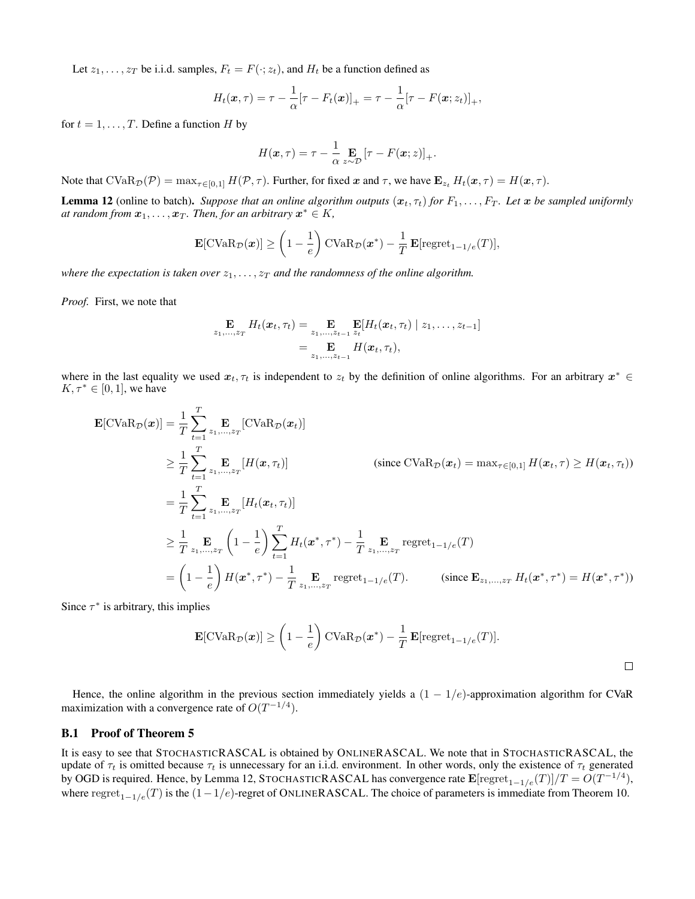Let $z_1, \dots, z_T$ be i.i.d. samples, $F_t = F(\cdot; z_t)$, and $H_t$ be a function defined as

$$H_t(\boldsymbol{x}, \tau) = \tau - \frac{1}{\alpha}[\tau - F_t(\boldsymbol{x})]_+ = \tau - \frac{1}{\alpha}[\tau - F(\boldsymbol{x}; z_t)]_+,$$

for $t = 1, \dots, T$. Define a function $H$ by

$$H(\boldsymbol{x}, \tau) = \tau - \frac{1}{\alpha} \mathop{\mathbf{E}}_{z \sim \mathcal{D}} [\tau - F(\boldsymbol{x}; z)]_+.$$

Note that $\mathrm{CVaR}_{\mathcal{D}}(\mathcal{P}) = \max_{\tau \in [0,1]} H(\mathcal{P}, \tau)$. Further, for fixed $\boldsymbol{x}$ and $\tau$, we have $\mathbf{E}_{z_t} H_t(\boldsymbol{x}, \tau) = H(\boldsymbol{x}, \tau)$.

**Lemma 12** (online to batch). *Suppose that an online algorithm outputs $(\boldsymbol{x}_t, \tau_t)$ for $F_1, \dots, F_T$. Let $\boldsymbol{x}$ be sampled uniformly at random from $\boldsymbol{x}_1, \dots, \boldsymbol{x}_T$. Then, for an arbitrary $\boldsymbol{x}^* \in K$,*

$$\mathbf{E}[\mathrm{CVaR}_{\mathcal{D}}(\boldsymbol{x})] \geq \left(1 - \frac{1}{e}\right) \mathrm{CVaR}_{\mathcal{D}}(\boldsymbol{x}^*) - \frac{1}{T} \mathbf{E}[\mathrm{regret}_{1-1/e}(T)],$$

*where the expectation is taken over $z_1, \dots, z_T$ and the randomness of the online algorithm.*

*Proof.* First, we note that

$$\begin{aligned}
\mathop{\mathbf{E}}_{z_1,\dots,z_T} H_t(\boldsymbol{x}_t, \tau_t) &= \mathop{\mathbf{E}}_{z_1,\dots,z_{t-1}} \mathop{\mathbf{E}}_{z_t}[H_t(\boldsymbol{x}_t, \tau_t) \mid z_1, \dots, z_{t-1}] \\
&= \mathop{\mathbf{E}}_{z_1,\dots,z_{t-1}} H(\boldsymbol{x}_t, \tau_t),
\end{aligned}$$

where in the last equality we used $\boldsymbol{x}_t, \tau_t$ is independent to $z_t$ by the definition of online algorithms. For an arbitrary $\boldsymbol{x}^* \in K, \tau^* \in [0,1]$, we have

$$\begin{aligned}
\mathbf{E}[\mathrm{CVaR}_{\mathcal{D}}(\boldsymbol{x})] &= \frac{1}{T} \sum_{t=1}^T \mathop{\mathbf{E}}_{z_1,\dots,z_T}[\mathrm{CVaR}_{\mathcal{D}}(\boldsymbol{x}_t)] \\
&\geq \frac{1}{T} \sum_{t=1}^T \mathop{\mathbf{E}}_{z_1,\dots,z_T}[H(\boldsymbol{x}, \tau_t)] && (\text{since } \mathrm{CVaR}_{\mathcal{D}}(\boldsymbol{x}_t) = \max_{\tau \in [0,1]} H(\boldsymbol{x}_t, \tau) \geq H(\boldsymbol{x}_t, \tau_t)) \\
&= \frac{1}{T} \sum_{t=1}^T \mathop{\mathbf{E}}_{z_1,\dots,z_T}[H_t(\boldsymbol{x}_t, \tau_t)] \\
&\geq \frac{1}{T} \mathop{\mathbf{E}}_{z_1,\dots,z_T} \left(1 - \frac{1}{e}\right) \sum_{t=1}^T H_t(\boldsymbol{x}^*, \tau^*) - \frac{1}{T} \mathop{\mathbf{E}}_{z_1,\dots,z_T} \mathrm{regret}_{1-1/e}(T) \\
&= \left(1 - \frac{1}{e}\right) H(\boldsymbol{x}^*, \tau^*) - \frac{1}{T} \mathop{\mathbf{E}}_{z_1,\dots,z_T} \mathrm{regret}_{1-1/e}(T). && (\text{since } \mathbf{E}_{z_1,\dots,z_T} H_t(\boldsymbol{x}^*, \tau^*) = H(\boldsymbol{x}^*, \tau^*))
\end{aligned}$$

Since $\tau^*$ is arbitrary, this implies

$$\mathbf{E}[\mathrm{CVaR}_{\mathcal{D}}(\boldsymbol{x})] \geq \left(1 - \frac{1}{e}\right) \mathrm{CVaR}_{\mathcal{D}}(\boldsymbol{x}^*) - \frac{1}{T} \mathbf{E}[\mathrm{regret}_{1-1/e}(T)].$$

□

Hence, the online algorithm in the previous section immediately yields a $(1 - 1/e)$-approximation algorithm for CVaR maximization with a convergence rate of $O(T^{-1/4})$.

## B.1 Proof of Theorem 5

It is easy to see that StochasticRASCAL is obtained by OnlineRASCAL. We note that in StochasticRASCAL, the update of $\tau_t$ is omitted because $\tau_t$ is unnecessary for an i.i.d. environment. In other words, only the existence of $\tau_t$ generated by OGD is required. Hence, by Lemma 12, StochasticRASCAL has convergence rate $\mathbf{E}[\mathrm{regret}_{1-1/e}(T)]/T = O(T^{-1/4})$, where $\mathrm{regret}_{1-1/e}(T)$ is the $(1-1/e)$-regret of OnlineRASCAL. The choice of parameters is immediate from Theorem 10.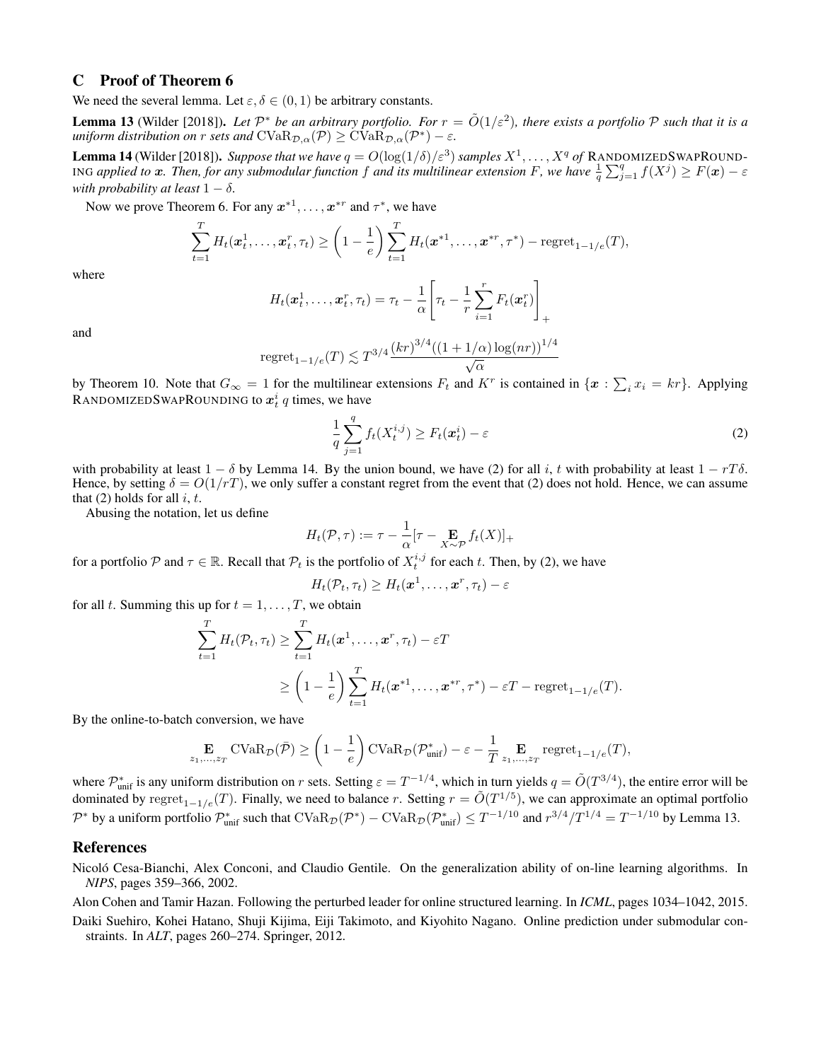## C Proof of Theorem 6

We need the several lemma. Let $\varepsilon, \delta \in (0, 1)$ be arbitrary constants.

**Lemma 13** (Wilder [2018]). *Let $\mathcal{P}^*$ be an arbitrary portfolio. For $r = \tilde{O}(1/\varepsilon^2)$, there exists a portfolio $\mathcal{P}$ such that it is a uniform distribution on $r$ sets and $\mathrm{CVaR}_{\mathcal{D},\alpha}(\mathcal{P}) \geq \mathrm{CVaR}_{\mathcal{D},\alpha}(\mathcal{P}^*) - \varepsilon$.*

**Lemma 14** (Wilder [2018]). *Suppose that we have $q = O(\log(1/\delta)/\varepsilon^3)$ samples $X^1, \ldots, X^q$ of* RandomizedSwapRounding *applied to $\boldsymbol{x}$. Then, for any submodular function $f$ and its multilinear extension $F$, we have $\frac{1}{q}\sum_{j=1}^{q} f(X^j) \geq F(\boldsymbol{x}) - \varepsilon$ with probability at least $1 - \delta$.*

Now we prove Theorem 6. For any $\boldsymbol{x}^{*1}, \ldots, \boldsymbol{x}^{*r}$ and $\tau^*$, we have

$$\sum_{t=1}^{T} H_t(\boldsymbol{x}_t^1, \ldots, \boldsymbol{x}_t^r, \tau_t) \geq \left(1 - \frac{1}{e}\right) \sum_{t=1}^{T} H_t(\boldsymbol{x}^{*1}, \ldots, \boldsymbol{x}^{*r}, \tau^*) - \mathrm{regret}_{1-1/e}(T),$$

where

$$H_t(\boldsymbol{x}_t^1, \ldots, \boldsymbol{x}_t^r, \tau_t) = \tau_t - \frac{1}{\alpha}\left[\tau_t - \frac{1}{r}\sum_{i=1}^{r} F_t(\boldsymbol{x}_t^r)\right]_+$$

and

$$\mathrm{regret}_{1-1/e}(T) \lesssim T^{3/4} \frac{(kr)^{3/4}((1 + 1/\alpha)\log(nr))^{1/4}}{\sqrt{\alpha}}$$

by Theorem 10. Note that $G_\infty = 1$ for the multilinear extensions $F_t$ and $K^r$ is contained in $\{\boldsymbol{x} : \sum_i x_i = kr\}$. Applying RandomizedSwapRounding to $\boldsymbol{x}_t^i$ $q$ times, we have

$$\frac{1}{q}\sum_{j=1}^{q} f_t(X_t^{i,j}) \geq F_t(\boldsymbol{x}_t^i) - \varepsilon \tag{2}$$

with probability at least $1 - \delta$ by Lemma 14. By the union bound, we have (2) for all $i$, $t$ with probability at least $1 - rT\delta$. Hence, by setting $\delta = O(1/rT)$, we only suffer a constant regret from the event that (2) does not hold. Hence, we can assume that (2) holds for all $i$, $t$.

Abusing the notation, let us define

$$H_t(\mathcal{P}, \tau) := \tau - \frac{1}{\alpha}[\tau - \mathop{\mathbf{E}}_{X \sim \mathcal{P}} f_t(X)]_+$$

for a portfolio $\mathcal{P}$ and $\tau \in \mathbb{R}$. Recall that $\mathcal{P}_t$ is the portfolio of $X_t^{i,j}$ for each $t$. Then, by (2), we have

$$H_t(\mathcal{P}_t, \tau_t) \geq H_t(\boldsymbol{x}^1, \ldots, \boldsymbol{x}^r, \tau_t) - \varepsilon$$

for all $t$. Summing this up for $t = 1, \ldots, T$, we obtain

$$\begin{aligned}
\sum_{t=1}^{T} H_t(\mathcal{P}_t, \tau_t) &\geq \sum_{t=1}^{T} H_t(\boldsymbol{x}^1, \ldots, \boldsymbol{x}^r, \tau_t) - \varepsilon T \\
&\geq \left(1 - \frac{1}{e}\right) \sum_{t=1}^{T} H_t(\boldsymbol{x}^{*1}, \ldots, \boldsymbol{x}^{*r}, \tau^*) - \varepsilon T - \mathrm{regret}_{1-1/e}(T).
\end{aligned}$$

By the online-to-batch conversion, we have

$$\mathop{\mathbf{E}}_{z_1, \ldots, z_T} \mathrm{CVaR}_{\mathcal{D}}(\bar{\mathcal{P}}) \geq \left(1 - \frac{1}{e}\right) \mathrm{CVaR}_{\mathcal{D}}(\mathcal{P}^*_{\mathrm{unif}}) - \varepsilon - \frac{1}{T} \mathop{\mathbf{E}}_{z_1, \ldots, z_T} \mathrm{regret}_{1-1/e}(T),$$

where $\mathcal{P}^*_{\mathrm{unif}}$ is any uniform distribution on $r$ sets. Setting $\varepsilon = T^{-1/4}$, which in turn yields $q = \tilde{O}(T^{3/4})$, the entire error will be dominated by $\mathrm{regret}_{1-1/e}(T)$. Finally, we need to balance $r$. Setting $r = \tilde{O}(T^{1/5})$, we can approximate an optimal portfolio $\mathcal{P}^*$ by a uniform portfolio $\mathcal{P}^*_{\mathrm{unif}}$ such that $\mathrm{CVaR}_{\mathcal{D}}(\mathcal{P}^*) - \mathrm{CVaR}_{\mathcal{D}}(\mathcal{P}^*_{\mathrm{unif}}) \leq T^{-1/10}$ and $r^{3/4}/T^{1/4} = T^{-1/10}$ by Lemma 13.

## References

Nicoló Cesa-Bianchi, Alex Conconi, and Claudio Gentile. On the generalization ability of on-line learning algorithms. In *NIPS*, pages 359–366, 2002.

Alon Cohen and Tamir Hazan. Following the perturbed leader for online structured learning. In *ICML*, pages 1034–1042, 2015.

Daiki Suehiro, Kohei Hatano, Shuji Kijima, Eiji Takimoto, and Kiyohito Nagano. Online prediction under submodular constraints. In *ALT*, pages 260–274. Springer, 2012.